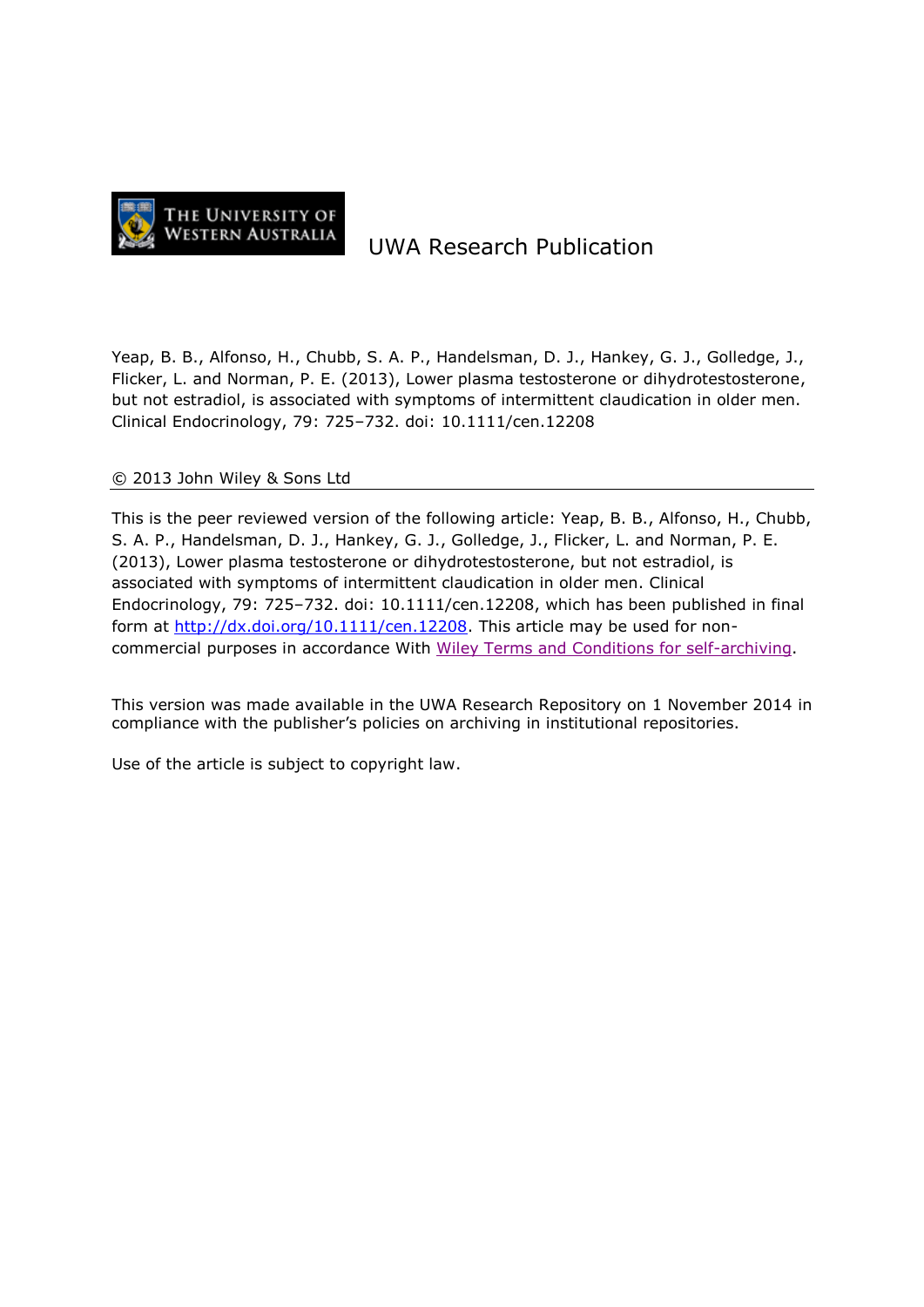THE UNIVERSITY OF WESTERN AUSTRALIA

UWA Research Publication

Yeap, B. B., Alfonso, H., Chubb, S. A. P., Handelsman, D. J., Hankey, G. J., Golledge, J., Flicker, L. and Norman, P. E. (2013), Lower plasma testosterone or dihydrotestosterone, but not estradiol, is associated with symptoms of intermittent claudication in older men. Clinical Endocrinology, 79: 725–732. doi: 10.1111/cen.12208

© 2013 John Wiley & Sons Ltd

---

This is the peer reviewed version of the following article: Yeap, B. B., Alfonso, H., Chubb, S. A. P., Handelsman, D. J., Hankey, G. J., Golledge, J., Flicker, L. and Norman, P. E. (2013), Lower plasma testosterone or dihydrotestosterone, but not estradiol, is associated with symptoms of intermittent claudication in older men. Clinical Endocrinology, 79: 725–732. doi: 10.1111/cen.12208, which has been published in final form at [http://dx.doi.org/10.1111/cen.12208](http://dx.doi.org/10.1111/cen.12208). This article may be used for non-commercial purposes in accordance With Wiley Terms and Conditions for self-archiving.

This version was made available in the UWA Research Repository on 1 November 2014 in compliance with the publisher's policies on archiving in institutional repositories.

Use of the article is subject to copyright law.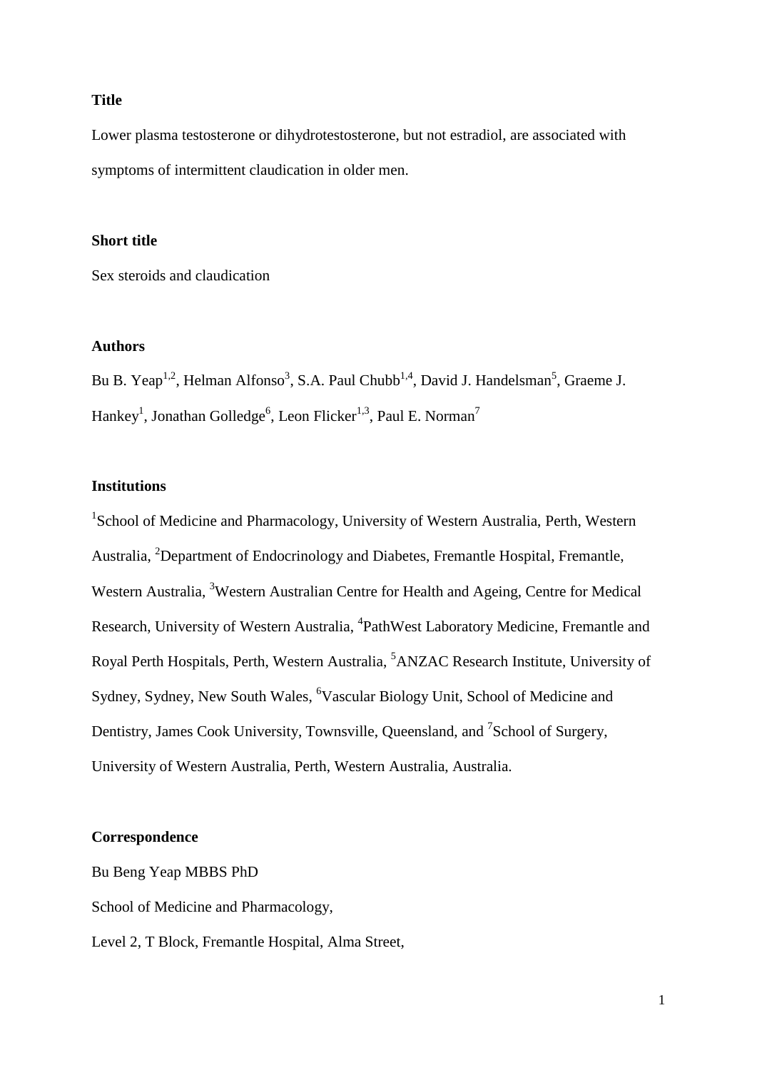**Title**

Lower plasma testosterone or dihydrotestosterone, but not estradiol, are associated with symptoms of intermittent claudication in older men.

**Short title**

Sex steroids and claudication

**Authors**

Bu B. Yeap[1,2], Helman Alfonso[3], S.A. Paul Chubb[1,4], David J. Handelsman[5], Graeme J. Hankey[1], Jonathan Golledge[6], Leon Flicker[1,3], Paul E. Norman[7]

**Institutions**

[1]School of Medicine and Pharmacology, University of Western Australia, Perth, Western Australia, [2]Department of Endocrinology and Diabetes, Fremantle Hospital, Fremantle, Western Australia, [3]Western Australian Centre for Health and Ageing, Centre for Medical Research, University of Western Australia, [4]PathWest Laboratory Medicine, Fremantle and Royal Perth Hospitals, Perth, Western Australia, [5]ANZAC Research Institute, University of Sydney, Sydney, New South Wales, [6]Vascular Biology Unit, School of Medicine and Dentistry, James Cook University, Townsville, Queensland, and [7]School of Surgery, University of Western Australia, Perth, Western Australia, Australia.

**Correspondence**

Bu Beng Yeap MBBS PhD

School of Medicine and Pharmacology,

Level 2, T Block, Fremantle Hospital, Alma Street,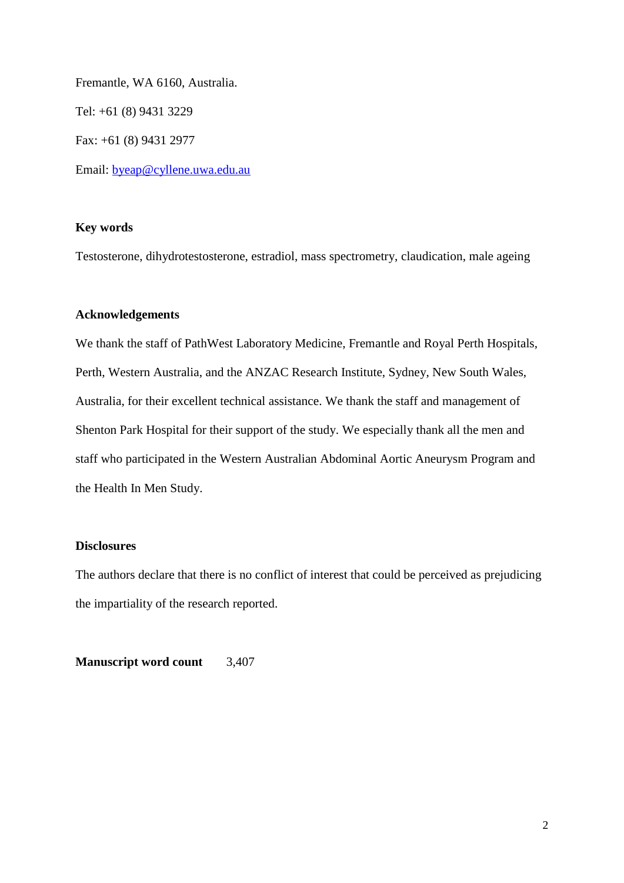Fremantle, WA 6160, Australia.

Tel: +61 (8) 9431 3229

Fax: +61 (8) 9431 2977

Email: byeap@cyllene.uwa.edu.au

**Key words**

Testosterone, dihydrotestosterone, estradiol, mass spectrometry, claudication, male ageing

**Acknowledgements**

We thank the staff of PathWest Laboratory Medicine, Fremantle and Royal Perth Hospitals, Perth, Western Australia, and the ANZAC Research Institute, Sydney, New South Wales, Australia, for their excellent technical assistance. We thank the staff and management of Shenton Park Hospital for their support of the study. We especially thank all the men and staff who participated in the Western Australian Abdominal Aortic Aneurysm Program and the Health In Men Study.

**Disclosures**

The authors declare that there is no conflict of interest that could be perceived as prejudicing the impartiality of the research reported.

**Manuscript word count** 3,407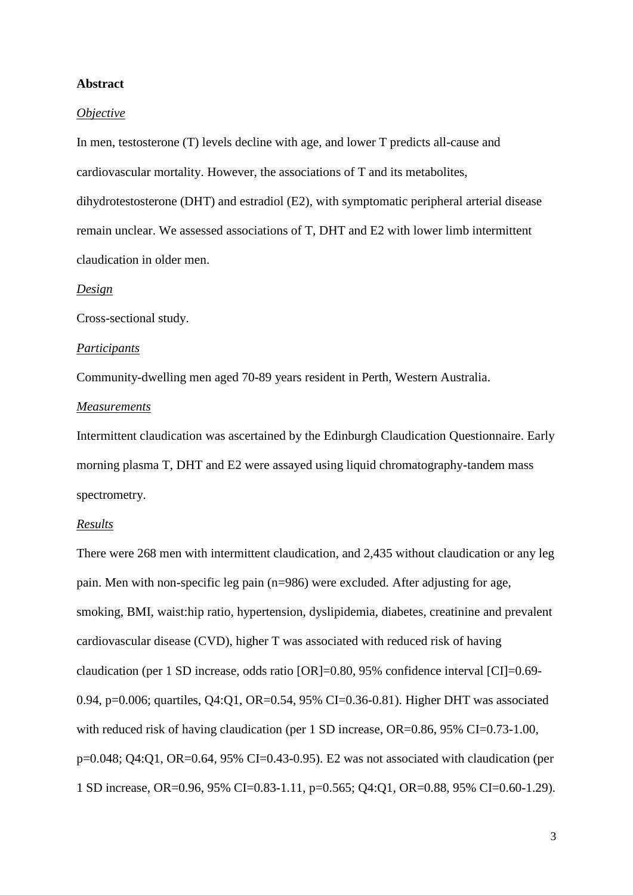**Abstract**

*Objective*

In men, testosterone (T) levels decline with age, and lower T predicts all-cause and cardiovascular mortality. However, the associations of T and its metabolites, dihydrotestosterone (DHT) and estradiol (E2), with symptomatic peripheral arterial disease remain unclear. We assessed associations of T, DHT and E2 with lower limb intermittent claudication in older men.

*Design*

Cross-sectional study.

*Participants*

Community-dwelling men aged 70-89 years resident in Perth, Western Australia.

*Measurements*

Intermittent claudication was ascertained by the Edinburgh Claudication Questionnaire. Early morning plasma T, DHT and E2 were assayed using liquid chromatography-tandem mass spectrometry.

*Results*

There were 268 men with intermittent claudication, and 2,435 without claudication or any leg pain. Men with non-specific leg pain (n=986) were excluded. After adjusting for age, smoking, BMI, waist:hip ratio, hypertension, dyslipidemia, diabetes, creatinine and prevalent cardiovascular disease (CVD), higher T was associated with reduced risk of having claudication (per 1 SD increase, odds ratio [OR]=0.80, 95% confidence interval [CI]=0.69-0.94, p=0.006; quartiles, Q4:Q1, OR=0.54, 95% CI=0.36-0.81). Higher DHT was associated with reduced risk of having claudication (per 1 SD increase, OR=0.86, 95% CI=0.73-1.00, p=0.048; Q4:Q1, OR=0.64, 95% CI=0.43-0.95). E2 was not associated with claudication (per 1 SD increase, OR=0.96, 95% CI=0.83-1.11, p=0.565; Q4:Q1, OR=0.88, 95% CI=0.60-1.29).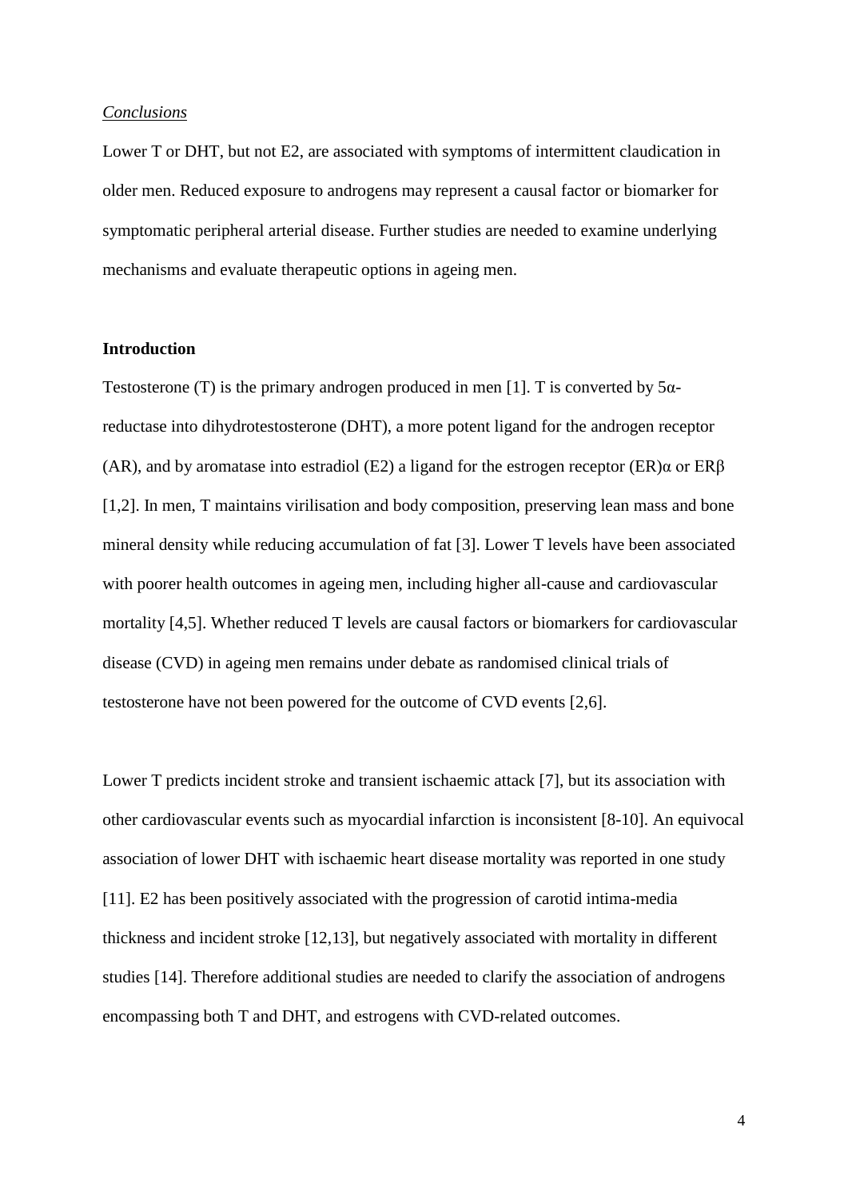*Conclusions*

Lower T or DHT, but not E2, are associated with symptoms of intermittent claudication in older men. Reduced exposure to androgens may represent a causal factor or biomarker for symptomatic peripheral arterial disease. Further studies are needed to examine underlying mechanisms and evaluate therapeutic options in ageing men.

**Introduction**

Testosterone (T) is the primary androgen produced in men [1]. T is converted by 5α-reductase into dihydrotestosterone (DHT), a more potent ligand for the androgen receptor (AR), and by aromatase into estradiol (E2) a ligand for the estrogen receptor (ER)α or ERβ [1,2]. In men, T maintains virilisation and body composition, preserving lean mass and bone mineral density while reducing accumulation of fat [3]. Lower T levels have been associated with poorer health outcomes in ageing men, including higher all-cause and cardiovascular mortality [4,5]. Whether reduced T levels are causal factors or biomarkers for cardiovascular disease (CVD) in ageing men remains under debate as randomised clinical trials of testosterone have not been powered for the outcome of CVD events [2,6].

Lower T predicts incident stroke and transient ischaemic attack [7], but its association with other cardiovascular events such as myocardial infarction is inconsistent [8-10]. An equivocal association of lower DHT with ischaemic heart disease mortality was reported in one study [11]. E2 has been positively associated with the progression of carotid intima-media thickness and incident stroke [12,13], but negatively associated with mortality in different studies [14]. Therefore additional studies are needed to clarify the association of androgens encompassing both T and DHT, and estrogens with CVD-related outcomes.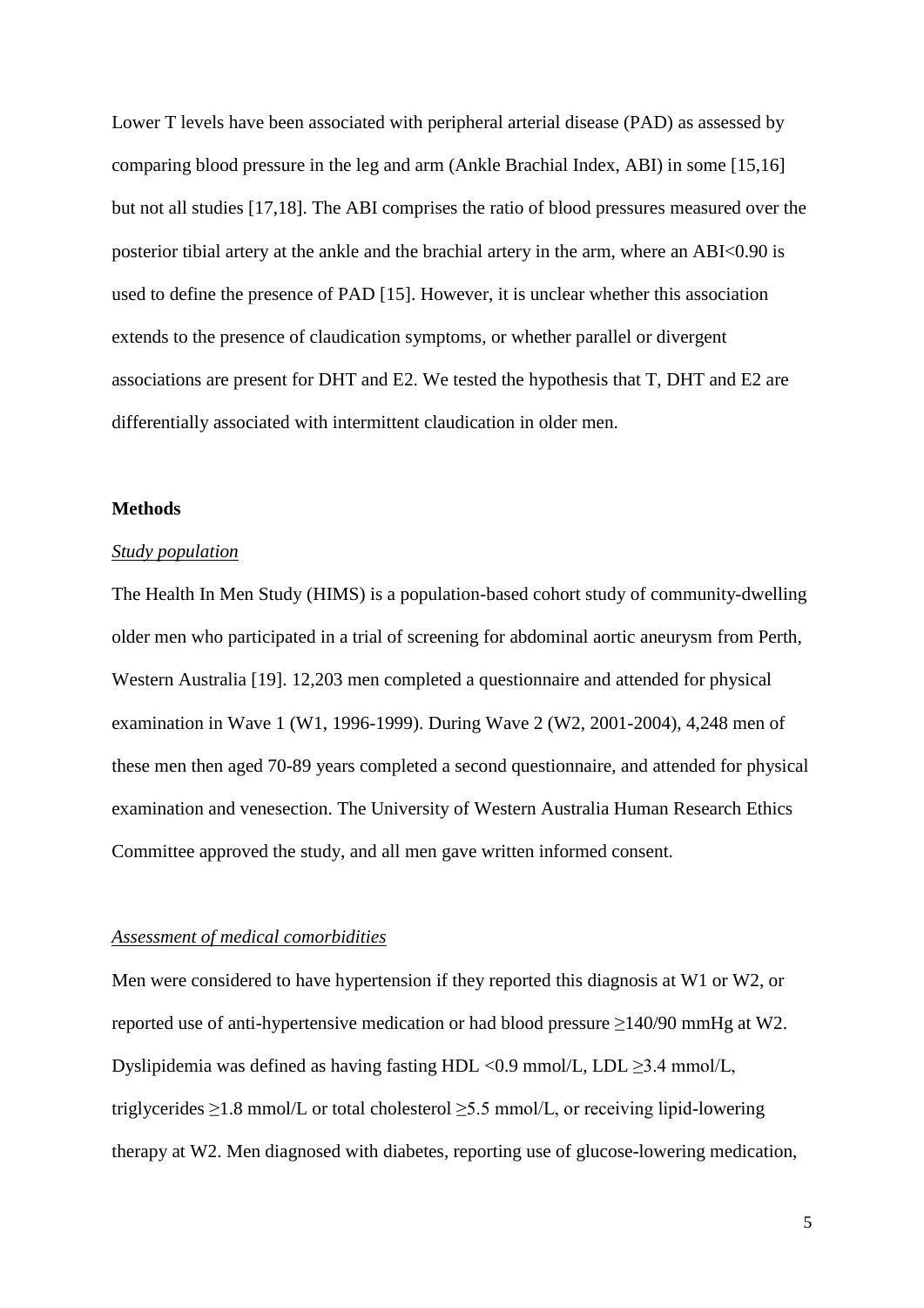Lower T levels have been associated with peripheral arterial disease (PAD) as assessed by comparing blood pressure in the leg and arm (Ankle Brachial Index, ABI) in some [15,16] but not all studies [17,18]. The ABI comprises the ratio of blood pressures measured over the posterior tibial artery at the ankle and the brachial artery in the arm, where an ABI<0.90 is used to define the presence of PAD [15]. However, it is unclear whether this association extends to the presence of claudication symptoms, or whether parallel or divergent associations are present for DHT and E2. We tested the hypothesis that T, DHT and E2 are differentially associated with intermittent claudication in older men.

## Methods

### *Study population*

The Health In Men Study (HIMS) is a population-based cohort study of community-dwelling older men who participated in a trial of screening for abdominal aortic aneurysm from Perth, Western Australia [19]. 12,203 men completed a questionnaire and attended for physical examination in Wave 1 (W1, 1996-1999). During Wave 2 (W2, 2001-2004), 4,248 men of these men then aged 70-89 years completed a second questionnaire, and attended for physical examination and venesection. The University of Western Australia Human Research Ethics Committee approved the study, and all men gave written informed consent.

### *Assessment of medical comorbidities*

Men were considered to have hypertension if they reported this diagnosis at W1 or W2, or reported use of anti-hypertensive medication or had blood pressure ≥140/90 mmHg at W2. Dyslipidemia was defined as having fasting HDL <0.9 mmol/L, LDL ≥3.4 mmol/L, triglycerides ≥1.8 mmol/L or total cholesterol ≥5.5 mmol/L, or receiving lipid-lowering therapy at W2. Men diagnosed with diabetes, reporting use of glucose-lowering medication,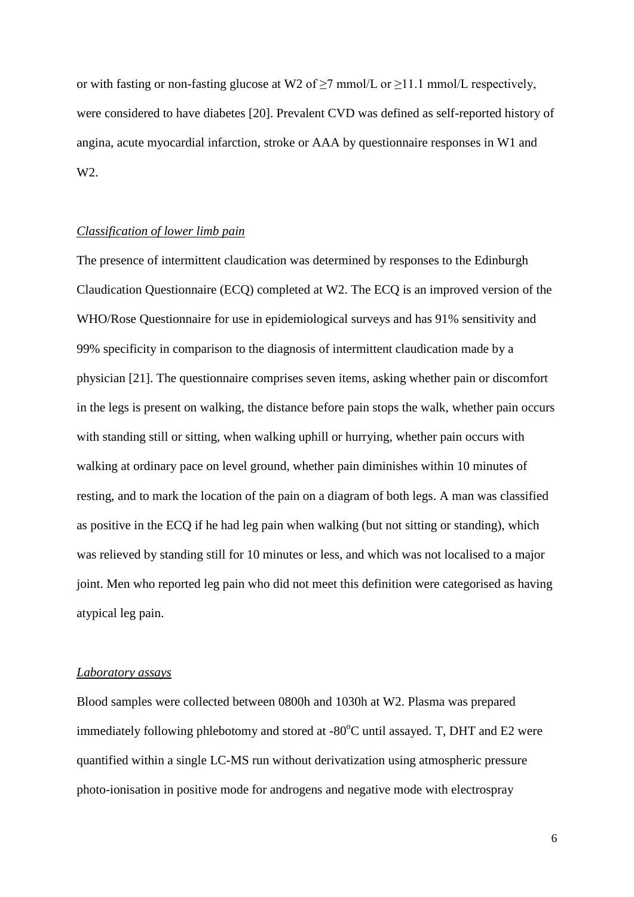or with fasting or non-fasting glucose at W2 of ≥7 mmol/L or ≥11.1 mmol/L respectively, were considered to have diabetes [20]. Prevalent CVD was defined as self-reported history of angina, acute myocardial infarction, stroke or AAA by questionnaire responses in W1 and W2.

*Classification of lower limb pain*

The presence of intermittent claudication was determined by responses to the Edinburgh Claudication Questionnaire (ECQ) completed at W2. The ECQ is an improved version of the WHO/Rose Questionnaire for use in epidemiological surveys and has 91% sensitivity and 99% specificity in comparison to the diagnosis of intermittent claudication made by a physician [21]. The questionnaire comprises seven items, asking whether pain or discomfort in the legs is present on walking, the distance before pain stops the walk, whether pain occurs with standing still or sitting, when walking uphill or hurrying, whether pain occurs with walking at ordinary pace on level ground, whether pain diminishes within 10 minutes of resting, and to mark the location of the pain on a diagram of both legs. A man was classified as positive in the ECQ if he had leg pain when walking (but not sitting or standing), which was relieved by standing still for 10 minutes or less, and which was not localised to a major joint. Men who reported leg pain who did not meet this definition were categorised as having atypical leg pain.

*Laboratory assays*

Blood samples were collected between 0800h and 1030h at W2. Plasma was prepared immediately following phlebotomy and stored at -80°C until assayed. T, DHT and E2 were quantified within a single LC-MS run without derivatization using atmospheric pressure photo-ionisation in positive mode for androgens and negative mode with electrospray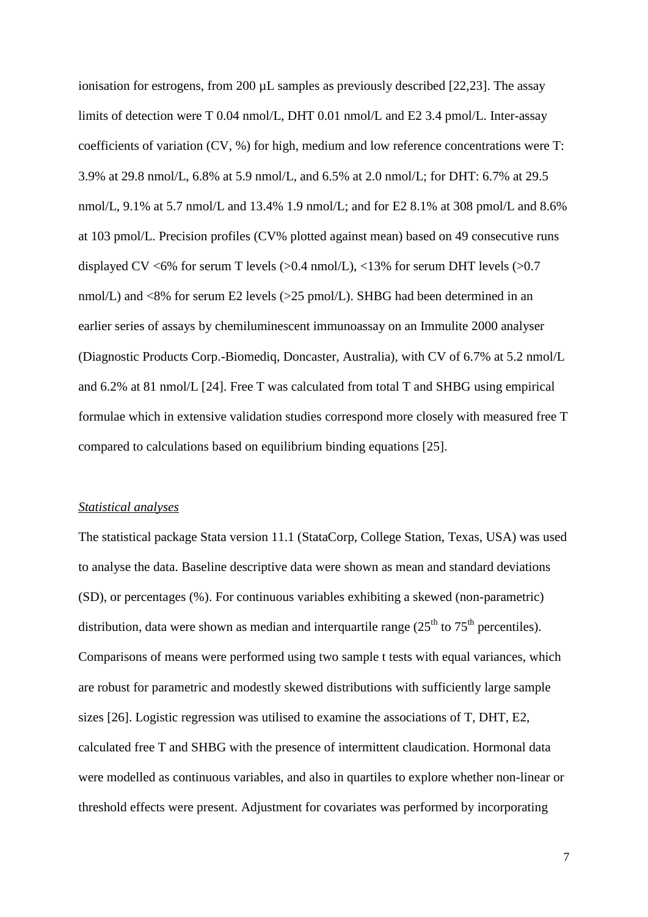ionisation for estrogens, from 200 µL samples as previously described [22,23]. The assay limits of detection were T 0.04 nmol/L, DHT 0.01 nmol/L and E2 3.4 pmol/L. Inter-assay coefficients of variation (CV, %) for high, medium and low reference concentrations were T: 3.9% at 29.8 nmol/L, 6.8% at 5.9 nmol/L, and 6.5% at 2.0 nmol/L; for DHT: 6.7% at 29.5 nmol/L, 9.1% at 5.7 nmol/L and 13.4% 1.9 nmol/L; and for E2 8.1% at 308 pmol/L and 8.6% at 103 pmol/L. Precision profiles (CV% plotted against mean) based on 49 consecutive runs displayed CV <6% for serum T levels (>0.4 nmol/L), <13% for serum DHT levels (>0.7 nmol/L) and <8% for serum E2 levels (>25 pmol/L). SHBG had been determined in an earlier series of assays by chemiluminescent immunoassay on an Immulite 2000 analyser (Diagnostic Products Corp.-Biomediq, Doncaster, Australia), with CV of 6.7% at 5.2 nmol/L and 6.2% at 81 nmol/L [24]. Free T was calculated from total T and SHBG using empirical formulae which in extensive validation studies correspond more closely with measured free T compared to calculations based on equilibrium binding equations [25].

*Statistical analyses*

The statistical package Stata version 11.1 (StataCorp, College Station, Texas, USA) was used to analyse the data. Baseline descriptive data were shown as mean and standard deviations (SD), or percentages (%). For continuous variables exhibiting a skewed (non-parametric) distribution, data were shown as median and interquartile range ($25^{th}$ to $75^{th}$ percentiles). Comparisons of means were performed using two sample t tests with equal variances, which are robust for parametric and modestly skewed distributions with sufficiently large sample sizes [26]. Logistic regression was utilised to examine the associations of T, DHT, E2, calculated free T and SHBG with the presence of intermittent claudication. Hormonal data were modelled as continuous variables, and also in quartiles to explore whether non-linear or threshold effects were present. Adjustment for covariates was performed by incorporating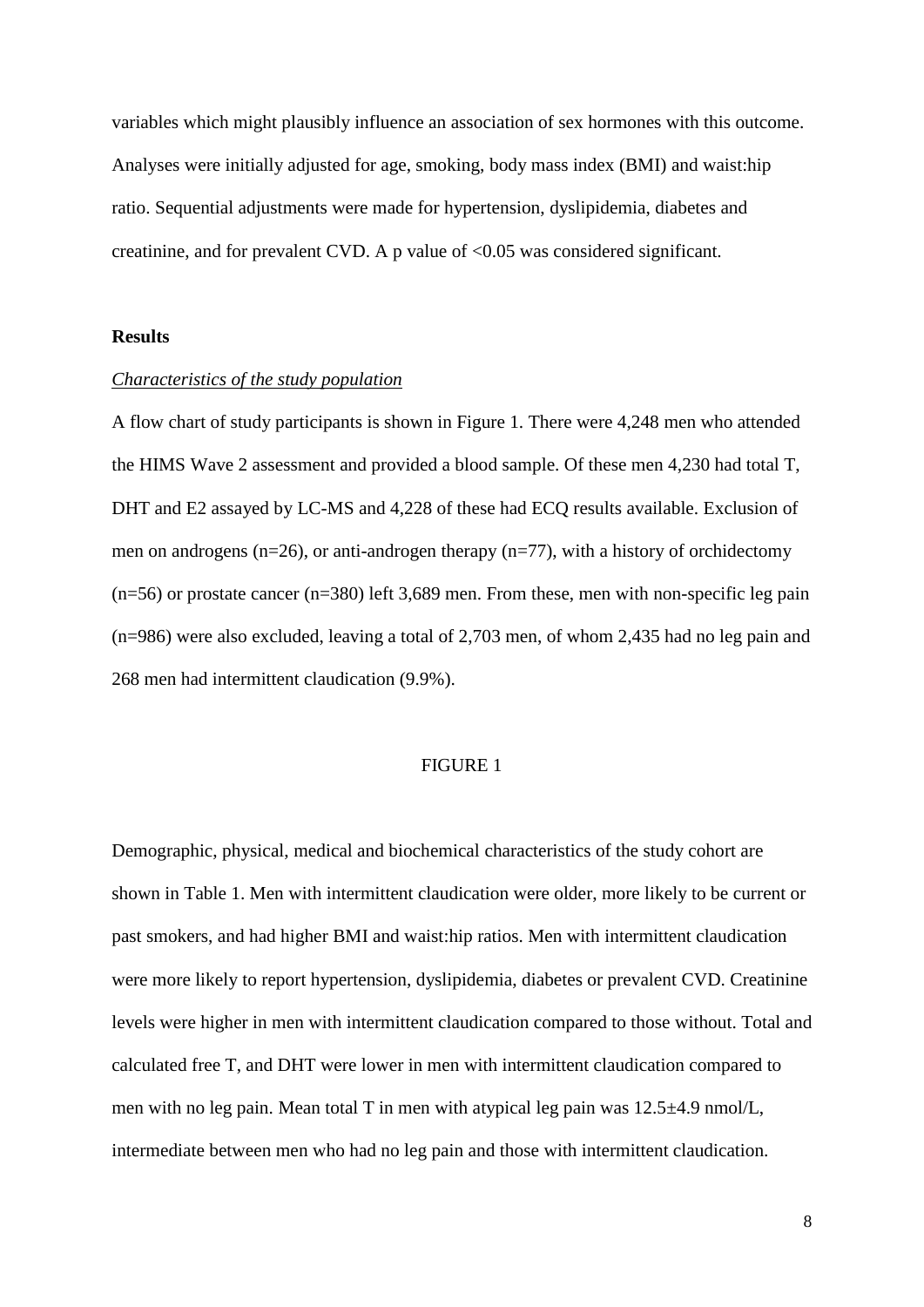variables which might plausibly influence an association of sex hormones with this outcome. Analyses were initially adjusted for age, smoking, body mass index (BMI) and waist:hip ratio. Sequential adjustments were made for hypertension, dyslipidemia, diabetes and creatinine, and for prevalent CVD. A p value of <0.05 was considered significant.

## Results

*Characteristics of the study population*

A flow chart of study participants is shown in Figure 1. There were 4,248 men who attended the HIMS Wave 2 assessment and provided a blood sample. Of these men 4,230 had total T, DHT and E2 assayed by LC-MS and 4,228 of these had ECQ results available. Exclusion of men on androgens (n=26), or anti-androgen therapy (n=77), with a history of orchidectomy (n=56) or prostate cancer (n=380) left 3,689 men. From these, men with non-specific leg pain (n=986) were also excluded, leaving a total of 2,703 men, of whom 2,435 had no leg pain and 268 men had intermittent claudication (9.9%).

FIGURE 1

Demographic, physical, medical and biochemical characteristics of the study cohort are shown in Table 1. Men with intermittent claudication were older, more likely to be current or past smokers, and had higher BMI and waist:hip ratios. Men with intermittent claudication were more likely to report hypertension, dyslipidemia, diabetes or prevalent CVD. Creatinine levels were higher in men with intermittent claudication compared to those without. Total and calculated free T, and DHT were lower in men with intermittent claudication compared to men with no leg pain. Mean total T in men with atypical leg pain was 12.5±4.9 nmol/L, intermediate between men who had no leg pain and those with intermittent claudication.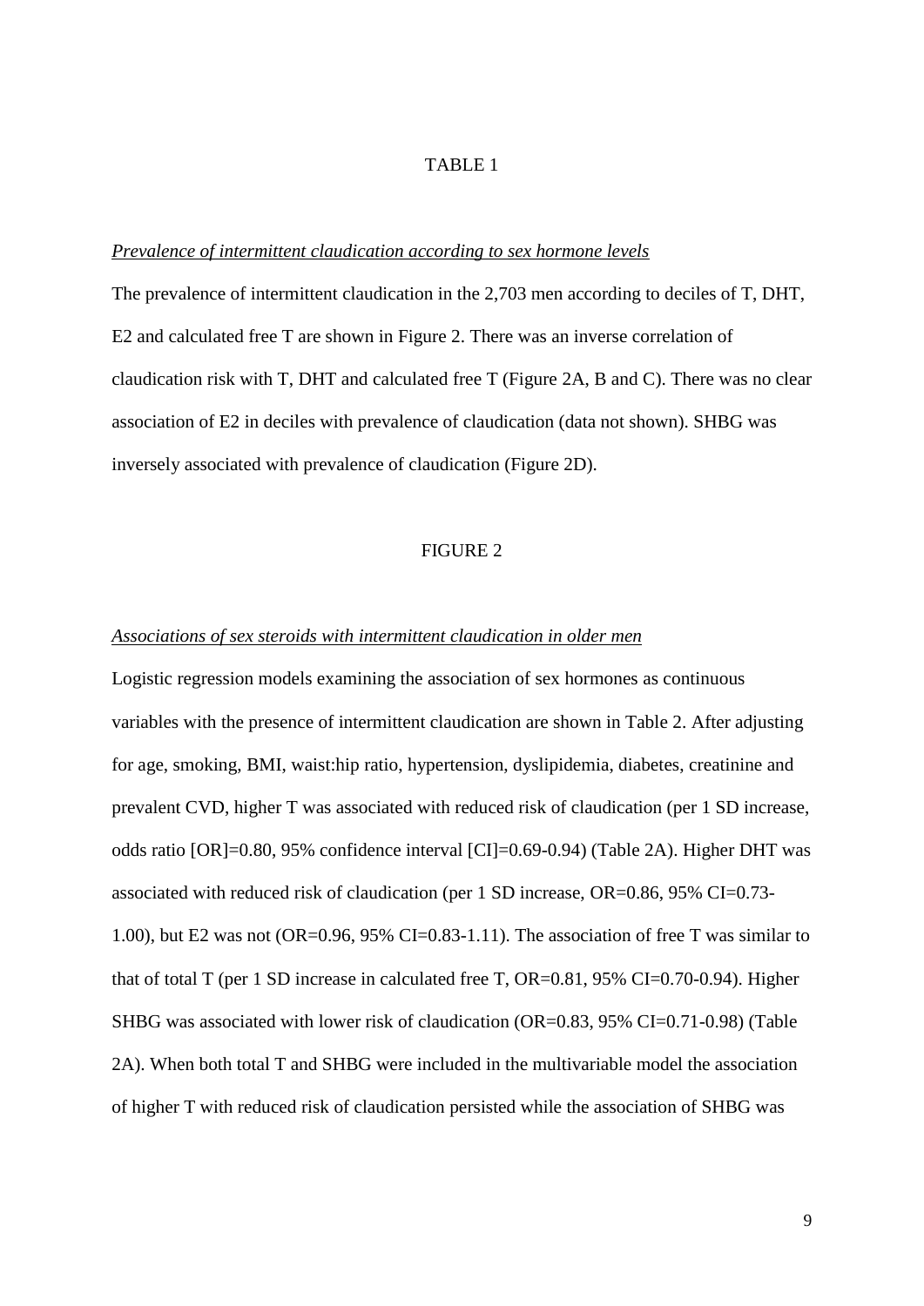TABLE 1

*Prevalence of intermittent claudication according to sex hormone levels*

The prevalence of intermittent claudication in the 2,703 men according to deciles of T, DHT, E2 and calculated free T are shown in Figure 2. There was an inverse correlation of claudication risk with T, DHT and calculated free T (Figure 2A, B and C). There was no clear association of E2 in deciles with prevalence of claudication (data not shown). SHBG was inversely associated with prevalence of claudication (Figure 2D).

FIGURE 2

*Associations of sex steroids with intermittent claudication in older men*

Logistic regression models examining the association of sex hormones as continuous variables with the presence of intermittent claudication are shown in Table 2. After adjusting for age, smoking, BMI, waist:hip ratio, hypertension, dyslipidemia, diabetes, creatinine and prevalent CVD, higher T was associated with reduced risk of claudication (per 1 SD increase, odds ratio [OR]=0.80, 95% confidence interval [CI]=0.69-0.94) (Table 2A). Higher DHT was associated with reduced risk of claudication (per 1 SD increase, OR=0.86, 95% CI=0.73-1.00), but E2 was not (OR=0.96, 95% CI=0.83-1.11). The association of free T was similar to that of total T (per 1 SD increase in calculated free T, OR=0.81, 95% CI=0.70-0.94). Higher SHBG was associated with lower risk of claudication (OR=0.83, 95% CI=0.71-0.98) (Table 2A). When both total T and SHBG were included in the multivariable model the association of higher T with reduced risk of claudication persisted while the association of SHBG was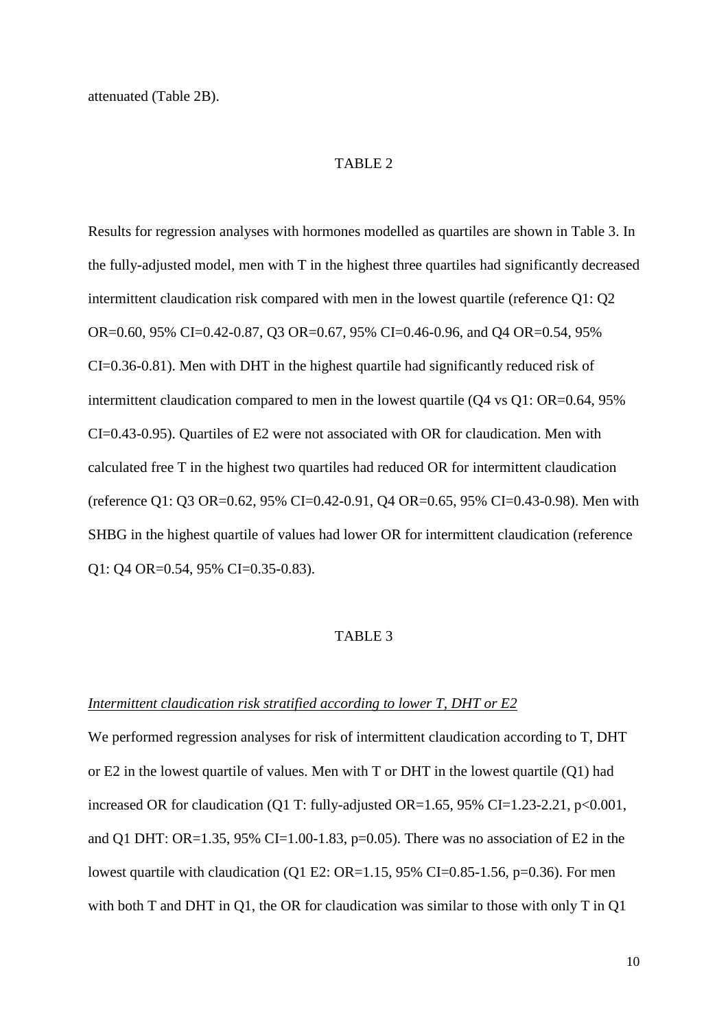attenuated (Table 2B).

TABLE 2

Results for regression analyses with hormones modelled as quartiles are shown in Table 3. In the fully-adjusted model, men with T in the highest three quartiles had significantly decreased intermittent claudication risk compared with men in the lowest quartile (reference Q1: Q2 OR=0.60, 95% CI=0.42-0.87, Q3 OR=0.67, 95% CI=0.46-0.96, and Q4 OR=0.54, 95% CI=0.36-0.81). Men with DHT in the highest quartile had significantly reduced risk of intermittent claudication compared to men in the lowest quartile (Q4 vs Q1: OR=0.64, 95% CI=0.43-0.95). Quartiles of E2 were not associated with OR for claudication. Men with calculated free T in the highest two quartiles had reduced OR for intermittent claudication (reference Q1: Q3 OR=0.62, 95% CI=0.42-0.91, Q4 OR=0.65, 95% CI=0.43-0.98). Men with SHBG in the highest quartile of values had lower OR for intermittent claudication (reference Q1: Q4 OR=0.54, 95% CI=0.35-0.83).

TABLE 3

*Intermittent claudication risk stratified according to lower T, DHT or E2*

We performed regression analyses for risk of intermittent claudication according to T, DHT or E2 in the lowest quartile of values. Men with T or DHT in the lowest quartile (Q1) had increased OR for claudication (Q1 T: fully-adjusted OR=1.65, 95% CI=1.23-2.21, $p<0.001$, and Q1 DHT: OR=1.35, 95% CI=1.00-1.83, $p=0.05$). There was no association of E2 in the lowest quartile with claudication (Q1 E2: OR=1.15, 95% CI=0.85-1.56, $p=0.36$). For men with both T and DHT in Q1, the OR for claudication was similar to those with only T in Q1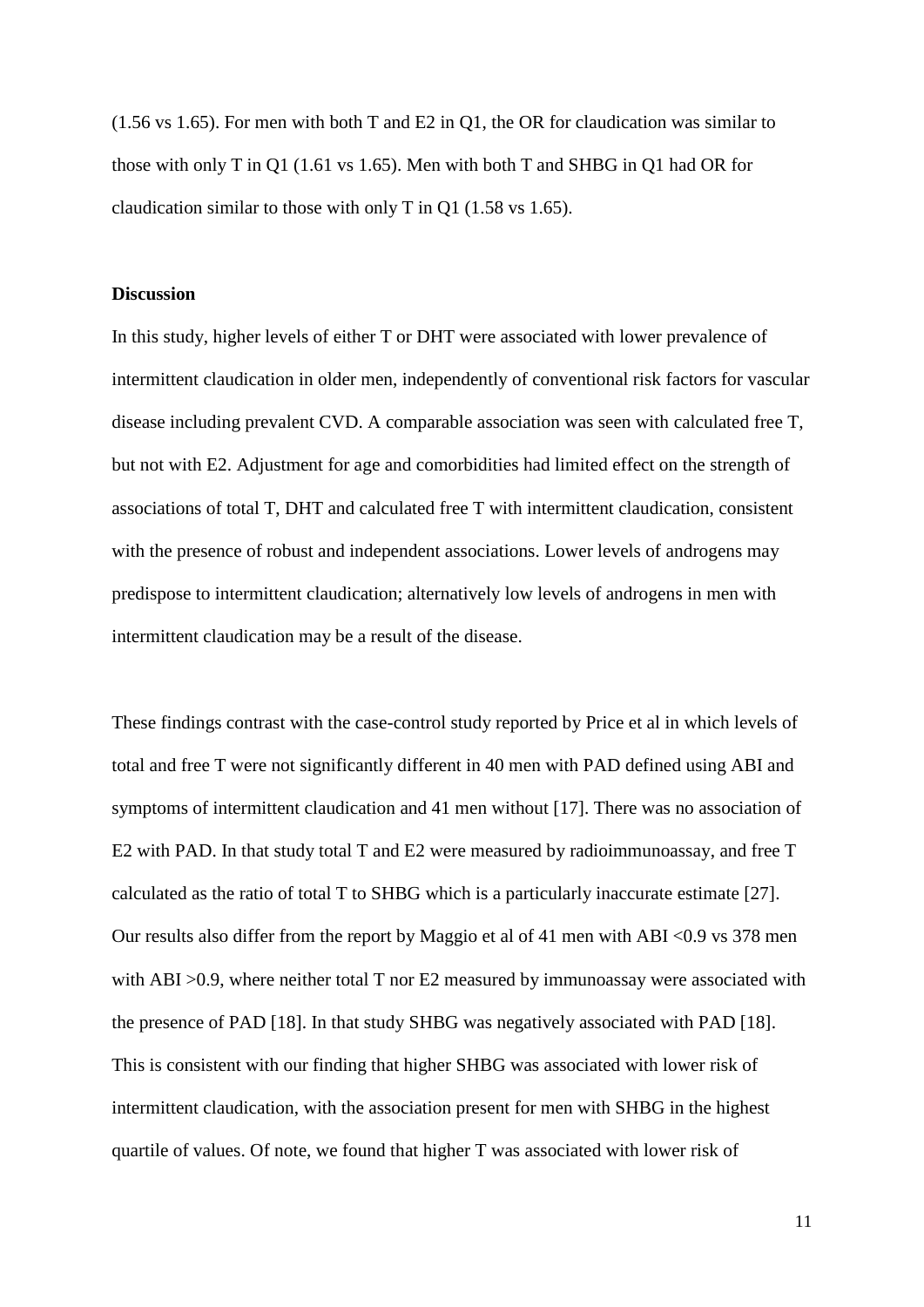(1.56 vs 1.65). For men with both T and E2 in Q1, the OR for claudication was similar to those with only T in Q1 (1.61 vs 1.65). Men with both T and SHBG in Q1 had OR for claudication similar to those with only T in Q1 (1.58 vs 1.65).

**Discussion**

In this study, higher levels of either T or DHT were associated with lower prevalence of intermittent claudication in older men, independently of conventional risk factors for vascular disease including prevalent CVD. A comparable association was seen with calculated free T, but not with E2. Adjustment for age and comorbidities had limited effect on the strength of associations of total T, DHT and calculated free T with intermittent claudication, consistent with the presence of robust and independent associations. Lower levels of androgens may predispose to intermittent claudication; alternatively low levels of androgens in men with intermittent claudication may be a result of the disease.

These findings contrast with the case-control study reported by Price et al in which levels of total and free T were not significantly different in 40 men with PAD defined using ABI and symptoms of intermittent claudication and 41 men without [17]. There was no association of E2 with PAD. In that study total T and E2 were measured by radioimmunoassay, and free T calculated as the ratio of total T to SHBG which is a particularly inaccurate estimate [27]. Our results also differ from the report by Maggio et al of 41 men with ABI <0.9 vs 378 men with ABI >0.9, where neither total T nor E2 measured by immunoassay were associated with the presence of PAD [18]. In that study SHBG was negatively associated with PAD [18]. This is consistent with our finding that higher SHBG was associated with lower risk of intermittent claudication, with the association present for men with SHBG in the highest quartile of values. Of note, we found that higher T was associated with lower risk of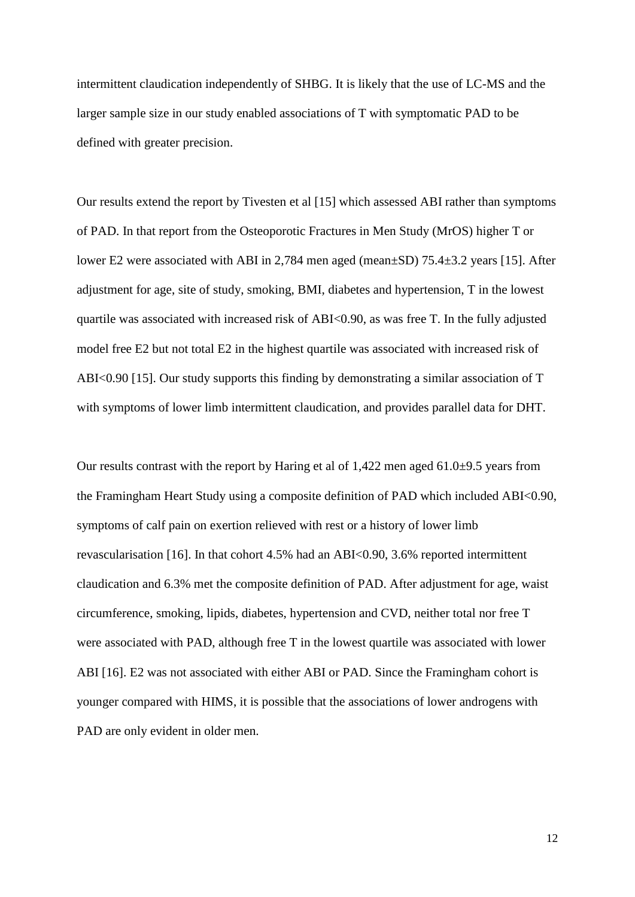intermittent claudication independently of SHBG. It is likely that the use of LC-MS and the larger sample size in our study enabled associations of T with symptomatic PAD to be defined with greater precision.

Our results extend the report by Tivesten et al [15] which assessed ABI rather than symptoms of PAD. In that report from the Osteoporotic Fractures in Men Study (MrOS) higher T or lower E2 were associated with ABI in 2,784 men aged (mean±SD) 75.4±3.2 years [15]. After adjustment for age, site of study, smoking, BMI, diabetes and hypertension, T in the lowest quartile was associated with increased risk of ABI<0.90, as was free T. In the fully adjusted model free E2 but not total E2 in the highest quartile was associated with increased risk of ABI<0.90 [15]. Our study supports this finding by demonstrating a similar association of T with symptoms of lower limb intermittent claudication, and provides parallel data for DHT.

Our results contrast with the report by Haring et al of 1,422 men aged 61.0±9.5 years from the Framingham Heart Study using a composite definition of PAD which included ABI<0.90, symptoms of calf pain on exertion relieved with rest or a history of lower limb revascularisation [16]. In that cohort 4.5% had an ABI<0.90, 3.6% reported intermittent claudication and 6.3% met the composite definition of PAD. After adjustment for age, waist circumference, smoking, lipids, diabetes, hypertension and CVD, neither total nor free T were associated with PAD, although free T in the lowest quartile was associated with lower ABI [16]. E2 was not associated with either ABI or PAD. Since the Framingham cohort is younger compared with HIMS, it is possible that the associations of lower androgens with PAD are only evident in older men.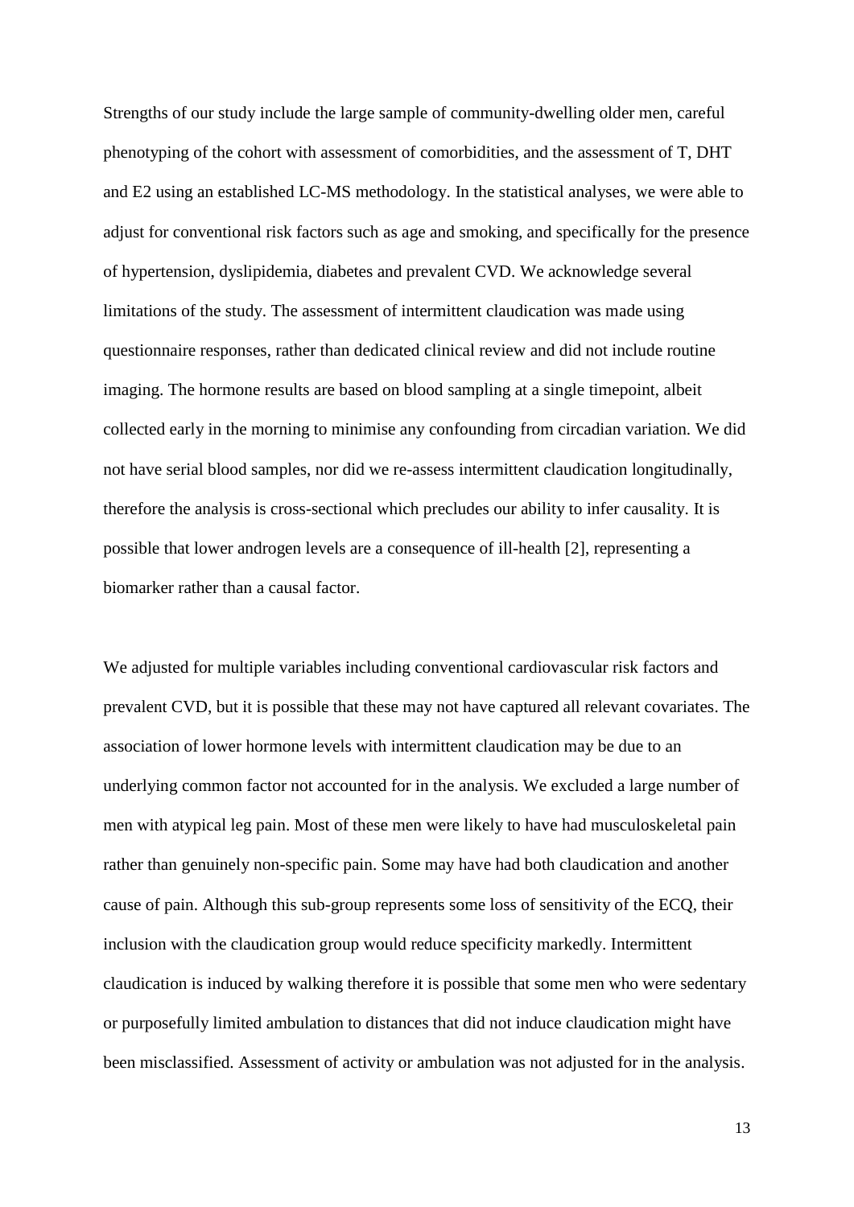Strengths of our study include the large sample of community-dwelling older men, careful phenotyping of the cohort with assessment of comorbidities, and the assessment of T, DHT and E2 using an established LC-MS methodology. In the statistical analyses, we were able to adjust for conventional risk factors such as age and smoking, and specifically for the presence of hypertension, dyslipidemia, diabetes and prevalent CVD. We acknowledge several limitations of the study. The assessment of intermittent claudication was made using questionnaire responses, rather than dedicated clinical review and did not include routine imaging. The hormone results are based on blood sampling at a single timepoint, albeit collected early in the morning to minimise any confounding from circadian variation. We did not have serial blood samples, nor did we re-assess intermittent claudication longitudinally, therefore the analysis is cross-sectional which precludes our ability to infer causality. It is possible that lower androgen levels are a consequence of ill-health [2], representing a biomarker rather than a causal factor.

We adjusted for multiple variables including conventional cardiovascular risk factors and prevalent CVD, but it is possible that these may not have captured all relevant covariates. The association of lower hormone levels with intermittent claudication may be due to an underlying common factor not accounted for in the analysis. We excluded a large number of men with atypical leg pain. Most of these men were likely to have had musculoskeletal pain rather than genuinely non-specific pain. Some may have had both claudication and another cause of pain. Although this sub-group represents some loss of sensitivity of the ECQ, their inclusion with the claudication group would reduce specificity markedly. Intermittent claudication is induced by walking therefore it is possible that some men who were sedentary or purposefully limited ambulation to distances that did not induce claudication might have been misclassified. Assessment of activity or ambulation was not adjusted for in the analysis.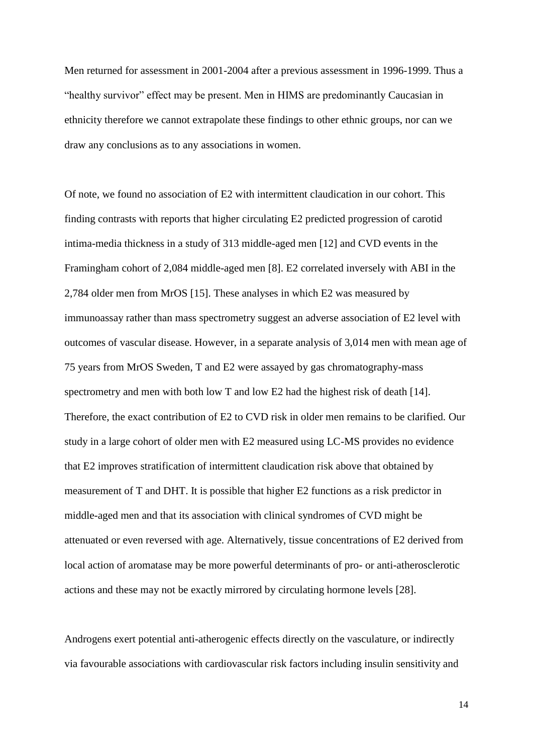Men returned for assessment in 2001-2004 after a previous assessment in 1996-1999. Thus a "healthy survivor" effect may be present. Men in HIMS are predominantly Caucasian in ethnicity therefore we cannot extrapolate these findings to other ethnic groups, nor can we draw any conclusions as to any associations in women.

Of note, we found no association of E2 with intermittent claudication in our cohort. This finding contrasts with reports that higher circulating E2 predicted progression of carotid intima-media thickness in a study of 313 middle-aged men [12] and CVD events in the Framingham cohort of 2,084 middle-aged men [8]. E2 correlated inversely with ABI in the 2,784 older men from MrOS [15]. These analyses in which E2 was measured by immunoassay rather than mass spectrometry suggest an adverse association of E2 level with outcomes of vascular disease. However, in a separate analysis of 3,014 men with mean age of 75 years from MrOS Sweden, T and E2 were assayed by gas chromatography-mass spectrometry and men with both low T and low E2 had the highest risk of death [14]. Therefore, the exact contribution of E2 to CVD risk in older men remains to be clarified. Our study in a large cohort of older men with E2 measured using LC-MS provides no evidence that E2 improves stratification of intermittent claudication risk above that obtained by measurement of T and DHT. It is possible that higher E2 functions as a risk predictor in middle-aged men and that its association with clinical syndromes of CVD might be attenuated or even reversed with age. Alternatively, tissue concentrations of E2 derived from local action of aromatase may be more powerful determinants of pro- or anti-atherosclerotic actions and these may not be exactly mirrored by circulating hormone levels [28].

Androgens exert potential anti-atherogenic effects directly on the vasculature, or indirectly via favourable associations with cardiovascular risk factors including insulin sensitivity and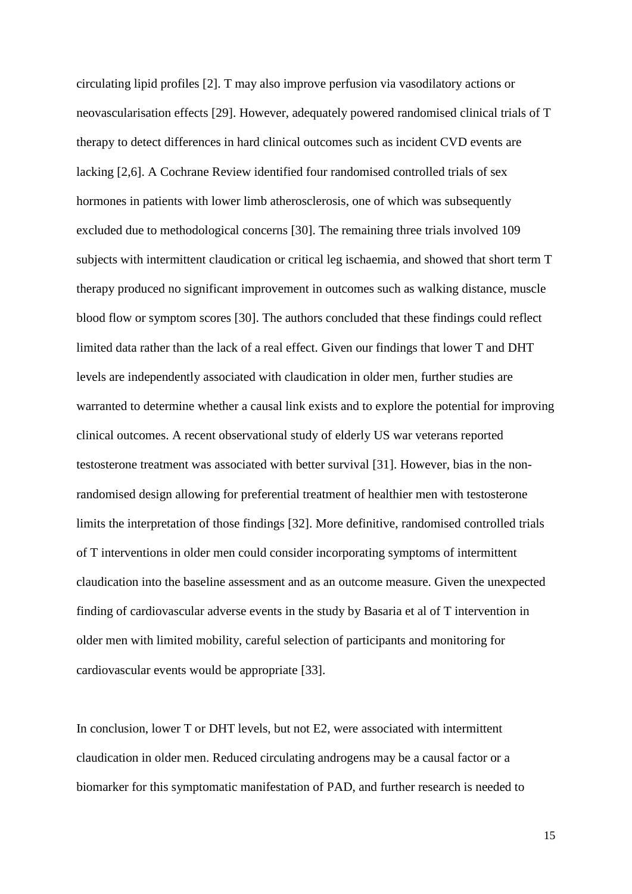circulating lipid profiles [2]. T may also improve perfusion via vasodilatory actions or neovascularisation effects [29]. However, adequately powered randomised clinical trials of T therapy to detect differences in hard clinical outcomes such as incident CVD events are lacking [2,6]. A Cochrane Review identified four randomised controlled trials of sex hormones in patients with lower limb atherosclerosis, one of which was subsequently excluded due to methodological concerns [30]. The remaining three trials involved 109 subjects with intermittent claudication or critical leg ischaemia, and showed that short term T therapy produced no significant improvement in outcomes such as walking distance, muscle blood flow or symptom scores [30]. The authors concluded that these findings could reflect limited data rather than the lack of a real effect. Given our findings that lower T and DHT levels are independently associated with claudication in older men, further studies are warranted to determine whether a causal link exists and to explore the potential for improving clinical outcomes. A recent observational study of elderly US war veterans reported testosterone treatment was associated with better survival [31]. However, bias in the non-randomised design allowing for preferential treatment of healthier men with testosterone limits the interpretation of those findings [32]. More definitive, randomised controlled trials of T interventions in older men could consider incorporating symptoms of intermittent claudication into the baseline assessment and as an outcome measure. Given the unexpected finding of cardiovascular adverse events in the study by Basaria et al of T intervention in older men with limited mobility, careful selection of participants and monitoring for cardiovascular events would be appropriate [33].

In conclusion, lower T or DHT levels, but not E2, were associated with intermittent claudication in older men. Reduced circulating androgens may be a causal factor or a biomarker for this symptomatic manifestation of PAD, and further research is needed to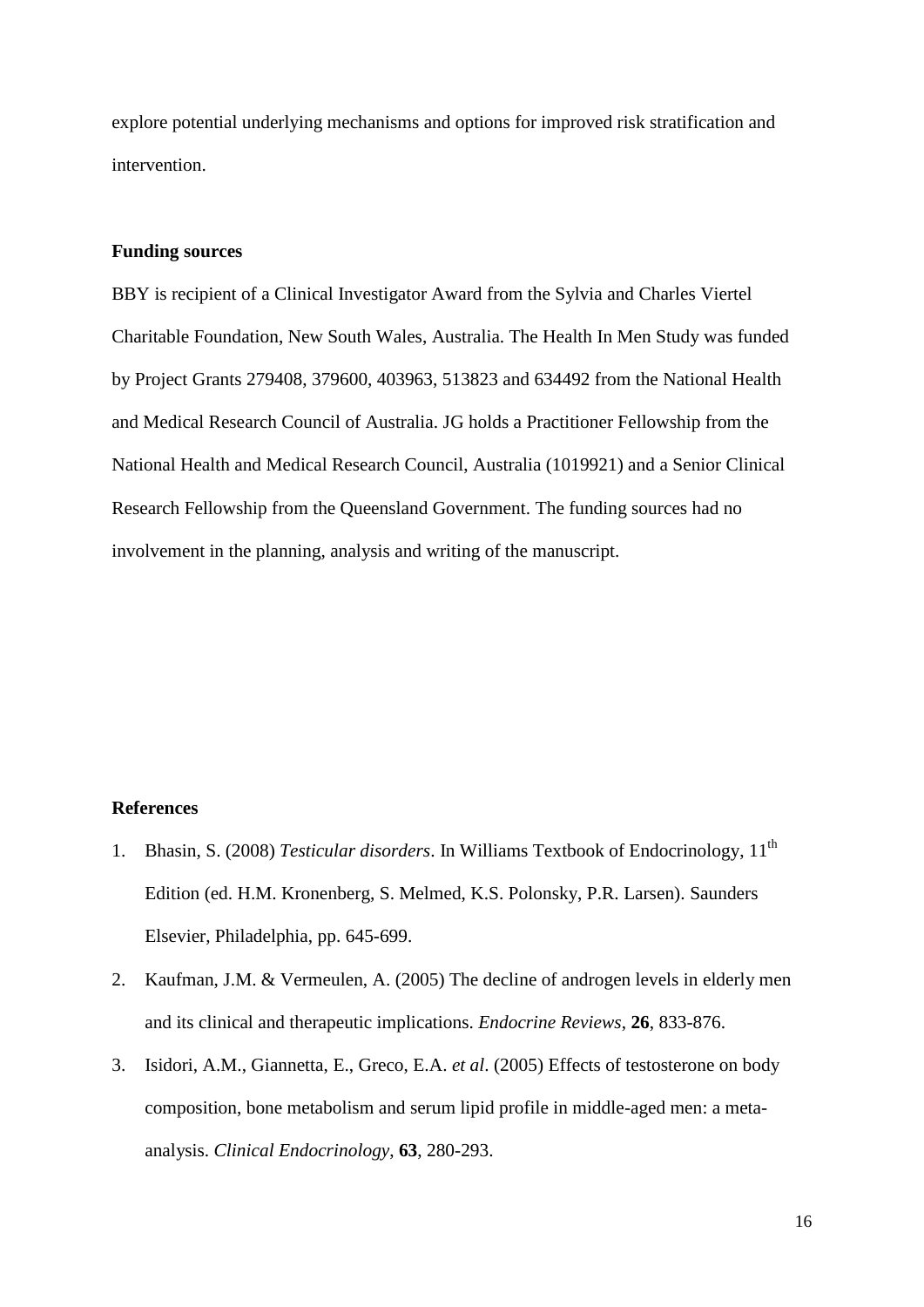explore potential underlying mechanisms and options for improved risk stratification and intervention.

## Funding sources

BBY is recipient of a Clinical Investigator Award from the Sylvia and Charles Viertel Charitable Foundation, New South Wales, Australia. The Health In Men Study was funded by Project Grants 279408, 379600, 403963, 513823 and 634492 from the National Health and Medical Research Council of Australia. JG holds a Practitioner Fellowship from the National Health and Medical Research Council, Australia (1019921) and a Senior Clinical Research Fellowship from the Queensland Government. The funding sources had no involvement in the planning, analysis and writing of the manuscript.

## References

1. Bhasin, S. (2008) *Testicular disorders*. In Williams Textbook of Endocrinology, 11th Edition (ed. H.M. Kronenberg, S. Melmed, K.S. Polonsky, P.R. Larsen). Saunders Elsevier, Philadelphia, pp. 645-699.
2. Kaufman, J.M. & Vermeulen, A. (2005) The decline of androgen levels in elderly men and its clinical and therapeutic implications. *Endocrine Reviews*, **26**, 833-876.
3. Isidori, A.M., Giannetta, E., Greco, E.A. *et al*. (2005) Effects of testosterone on body composition, bone metabolism and serum lipid profile in middle-aged men: a meta-analysis. *Clinical Endocrinology*, **63**, 280-293.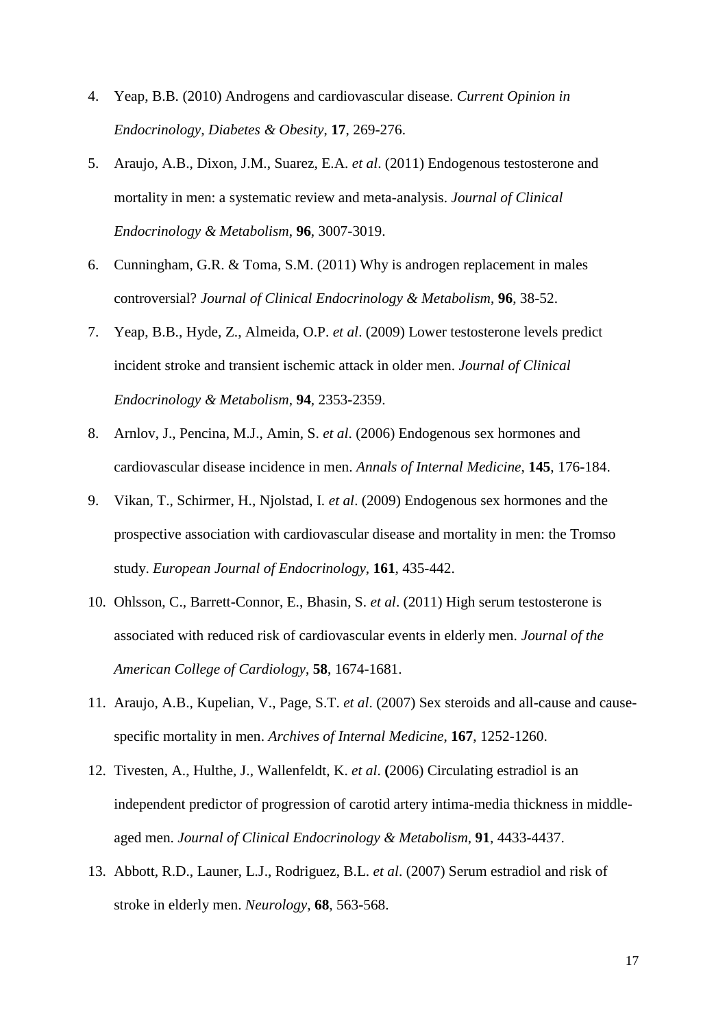4. Yeap, B.B. (2010) Androgens and cardiovascular disease. *Current Opinion in Endocrinology, Diabetes & Obesity*, **17**, 269-276.
5. Araujo, A.B., Dixon, J.M., Suarez, E.A. *et al*. (2011) Endogenous testosterone and mortality in men: a systematic review and meta-analysis. *Journal of Clinical Endocrinology & Metabolism*, **96**, 3007-3019.
6. Cunningham, G.R. & Toma, S.M. (2011) Why is androgen replacement in males controversial? *Journal of Clinical Endocrinology & Metabolism*, **96**, 38-52.
7. Yeap, B.B., Hyde, Z., Almeida, O.P. *et al*. (2009) Lower testosterone levels predict incident stroke and transient ischemic attack in older men. *Journal of Clinical Endocrinology & Metabolism*, **94**, 2353-2359.
8. Arnlov, J., Pencina, M.J., Amin, S. *et al*. (2006) Endogenous sex hormones and cardiovascular disease incidence in men. *Annals of Internal Medicine*, **145**, 176-184.
9. Vikan, T., Schirmer, H., Njolstad, I. *et al*. (2009) Endogenous sex hormones and the prospective association with cardiovascular disease and mortality in men: the Tromso study. *European Journal of Endocrinology*, **161**, 435-442.
10. Ohlsson, C., Barrett-Connor, E., Bhasin, S. *et al*. (2011) High serum testosterone is associated with reduced risk of cardiovascular events in elderly men. *Journal of the American College of Cardiology*, **58**, 1674-1681.
11. Araujo, A.B., Kupelian, V., Page, S.T. *et al*. (2007) Sex steroids and all-cause and cause-specific mortality in men. *Archives of Internal Medicine*, **167**, 1252-1260.
12. Tivesten, A., Hulthe, J., Wallenfeldt, K. *et al*. **(**2006) Circulating estradiol is an independent predictor of progression of carotid artery intima-media thickness in middle-aged men. *Journal of Clinical Endocrinology & Metabolism*, **91**, 4433-4437.
13. Abbott, R.D., Launer, L.J., Rodriguez, B.L. *et al*. (2007) Serum estradiol and risk of stroke in elderly men. *Neurology*, **68**, 563-568.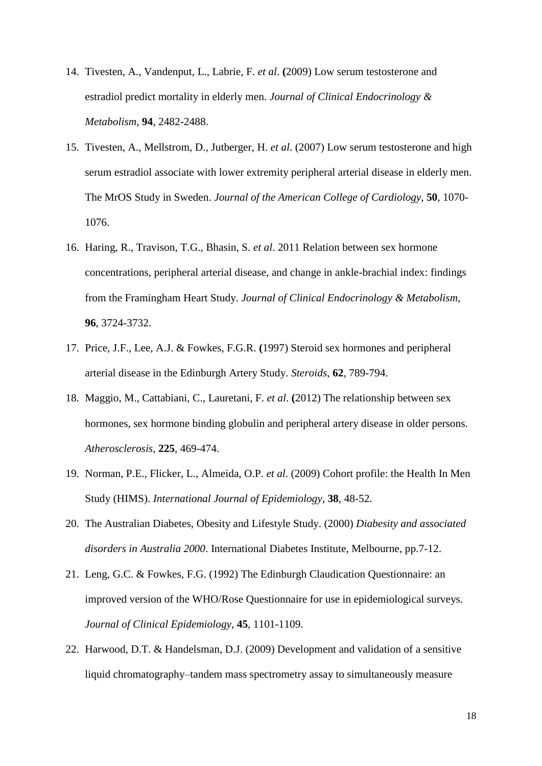14. Tivesten, A., Vandenput, L., Labrie, F. *et al*. **(**2009) Low serum testosterone and estradiol predict mortality in elderly men. *Journal of Clinical Endocrinology & Metabolism*, **94**, 2482-2488.
15. Tivesten, A., Mellstrom, D., Jutberger, H. *et al*. (2007) Low serum testosterone and high serum estradiol associate with lower extremity peripheral arterial disease in elderly men. The MrOS Study in Sweden. *Journal of the American College of Cardiology*, **50**, 1070-1076.
16. Haring, R., Travison, T.G., Bhasin, S. *et al*. 2011 Relation between sex hormone concentrations, peripheral arterial disease, and change in ankle-brachial index: findings from the Framingham Heart Study. *Journal of Clinical Endocrinology & Metabolism*, **96**, 3724-3732.
17. Price, J.F., Lee, A.J. & Fowkes, F.G.R. **(**1997) Steroid sex hormones and peripheral arterial disease in the Edinburgh Artery Study. *Steroids*, **62**, 789-794.
18. Maggio, M., Cattabiani, C., Lauretani, F. *et al*. **(**2012) The relationship between sex hormones, sex hormone binding globulin and peripheral artery disease in older persons. *Atherosclerosis*, **225**, 469-474.
19. Norman, P.E., Flicker, L., Almeida, O.P. *et al*. (2009) Cohort profile: the Health In Men Study (HIMS). *International Journal of Epidemiology*, **38**, 48-52.
20. The Australian Diabetes, Obesity and Lifestyle Study. (2000) *Diabesity and associated disorders in Australia 2000*. International Diabetes Institute, Melbourne, pp.7-12.
21. Leng, G.C. & Fowkes, F.G. (1992) The Edinburgh Claudication Questionnaire: an improved version of the WHO/Rose Questionnaire for use in epidemiological surveys. *Journal of Clinical Epidemiology*, **45**, 1101-1109.
22. Harwood, D.T. & Handelsman, D.J. (2009) Development and validation of a sensitive liquid chromatography–tandem mass spectrometry assay to simultaneously measure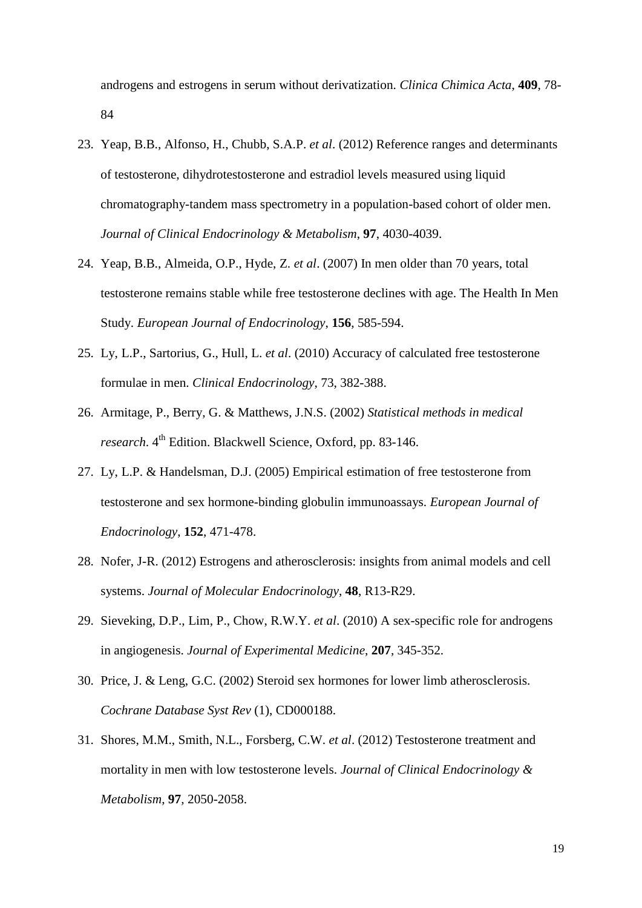androgens and estrogens in serum without derivatization. *Clinica Chimica Acta*, **409**, 78-84

23. Yeap, B.B., Alfonso, H., Chubb, S.A.P. *et al*. (2012) Reference ranges and determinants of testosterone, dihydrotestosterone and estradiol levels measured using liquid chromatography-tandem mass spectrometry in a population-based cohort of older men. *Journal of Clinical Endocrinology & Metabolism*, **97**, 4030-4039.
24. Yeap, B.B., Almeida, O.P., Hyde, Z. *et al*. (2007) In men older than 70 years, total testosterone remains stable while free testosterone declines with age. The Health In Men Study. *European Journal of Endocrinology*, **156**, 585-594.
25. Ly, L.P., Sartorius, G., Hull, L. *et al*. (2010) Accuracy of calculated free testosterone formulae in men. *Clinical Endocrinology*, 73, 382-388.
26. Armitage, P., Berry, G. & Matthews, J.N.S. (2002) *Statistical methods in medical research.* 4th Edition. Blackwell Science, Oxford, pp. 83-146.
27. Ly, L.P. & Handelsman, D.J. (2005) Empirical estimation of free testosterone from testosterone and sex hormone-binding globulin immunoassays. *European Journal of Endocrinology*, **152**, 471-478.
28. Nofer, J-R. (2012) Estrogens and atherosclerosis: insights from animal models and cell systems. *Journal of Molecular Endocrinology*, **48**, R13-R29.
29. Sieveking, D.P., Lim, P., Chow, R.W.Y. *et al*. (2010) A sex-specific role for androgens in angiogenesis. *Journal of Experimental Medicine*, **207**, 345-352.
30. Price, J. & Leng, G.C. (2002) Steroid sex hormones for lower limb atherosclerosis. *Cochrane Database Syst Rev* (1), CD000188.
31. Shores, M.M., Smith, N.L., Forsberg, C.W. *et al*. (2012) Testosterone treatment and mortality in men with low testosterone levels. *Journal of Clinical Endocrinology & Metabolism*, **97**, 2050-2058.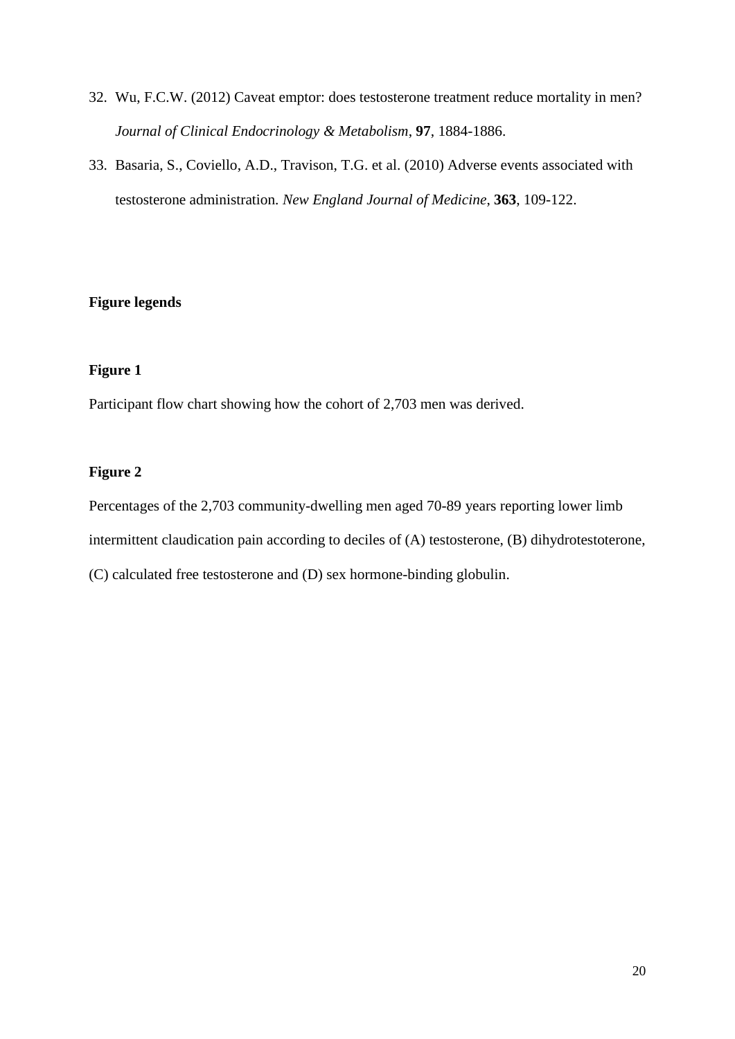32. Wu, F.C.W. (2012) Caveat emptor: does testosterone treatment reduce mortality in men? *Journal of Clinical Endocrinology & Metabolism*, **97**, 1884-1886.
33. Basaria, S., Coviello, A.D., Travison, T.G. et al. (2010) Adverse events associated with testosterone administration. *New England Journal of Medicine*, **363**, 109-122.

**Figure legends**

**Figure 1**

Participant flow chart showing how the cohort of 2,703 men was derived.

**Figure 2**

Percentages of the 2,703 community-dwelling men aged 70-89 years reporting lower limb intermittent claudication pain according to deciles of (A) testosterone, (B) dihydrotestoterone, (C) calculated free testosterone and (D) sex hormone-binding globulin.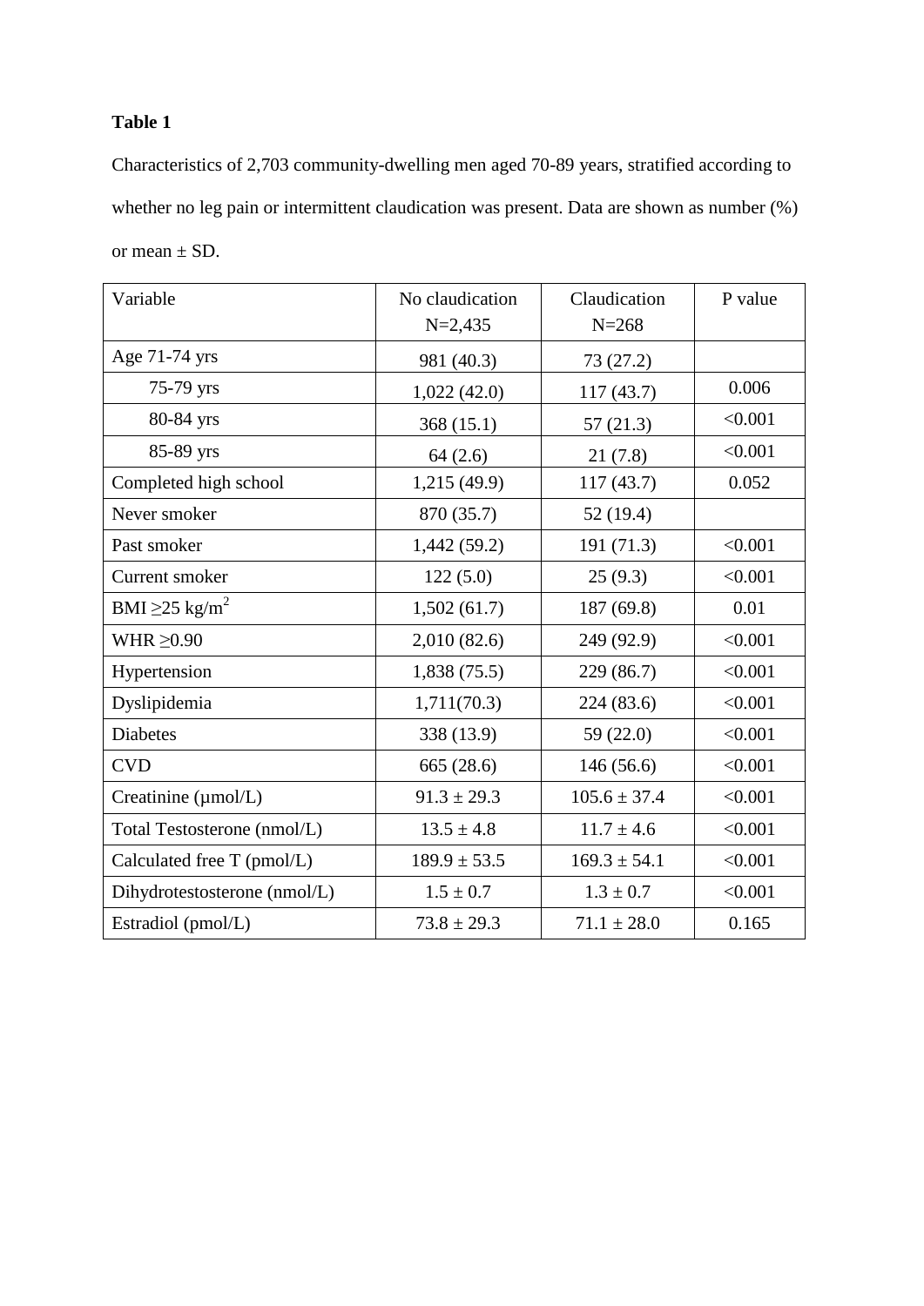**Table 1**

Characteristics of 2,703 community-dwelling men aged 70-89 years, stratified according to whether no leg pain or intermittent claudication was present. Data are shown as number (%) or mean ± SD.

| Variable | No claudication N=2,435 | Claudication N=268 | P value |
|---|---|---|---|
| Age 71-74 yrs | 981 (40.3) | 73 (27.2) | |
| 75-79 yrs | 1,022 (42.0) | 117 (43.7) | 0.006 |
| 80-84 yrs | 368 (15.1) | 57 (21.3) | <0.001 |
| 85-89 yrs | 64 (2.6) | 21 (7.8) | <0.001 |
| Completed high school | 1,215 (49.9) | 117 (43.7) | 0.052 |
| Never smoker | 870 (35.7) | 52 (19.4) | |
| Past smoker | 1,442 (59.2) | 191 (71.3) | <0.001 |
| Current smoker | 122 (5.0) | 25 (9.3) | <0.001 |
| BMI ≥25 kg/m$^2$ | 1,502 (61.7) | 187 (69.8) | 0.01 |
| WHR ≥0.90 | 2,010 (82.6) | 249 (92.9) | <0.001 |
| Hypertension | 1,838 (75.5) | 229 (86.7) | <0.001 |
| Dyslipidemia | 1,711(70.3) | 224 (83.6) | <0.001 |
| Diabetes | 338 (13.9) | 59 (22.0) | <0.001 |
| CVD | 665 (28.6) | 146 (56.6) | <0.001 |
| Creatinine (µmol/L) | 91.3 ± 29.3 | 105.6 ± 37.4 | <0.001 |
| Total Testosterone (nmol/L) | 13.5 ± 4.8 | 11.7 ± 4.6 | <0.001 |
| Calculated free T (pmol/L) | 189.9 ± 53.5 | 169.3 ± 54.1 | <0.001 |
| Dihydrotestosterone (nmol/L) | 1.5 ± 0.7 | 1.3 ± 0.7 | <0.001 |
| Estradiol (pmol/L) | 73.8 ± 29.3 | 71.1 ± 28.0 | 0.165 |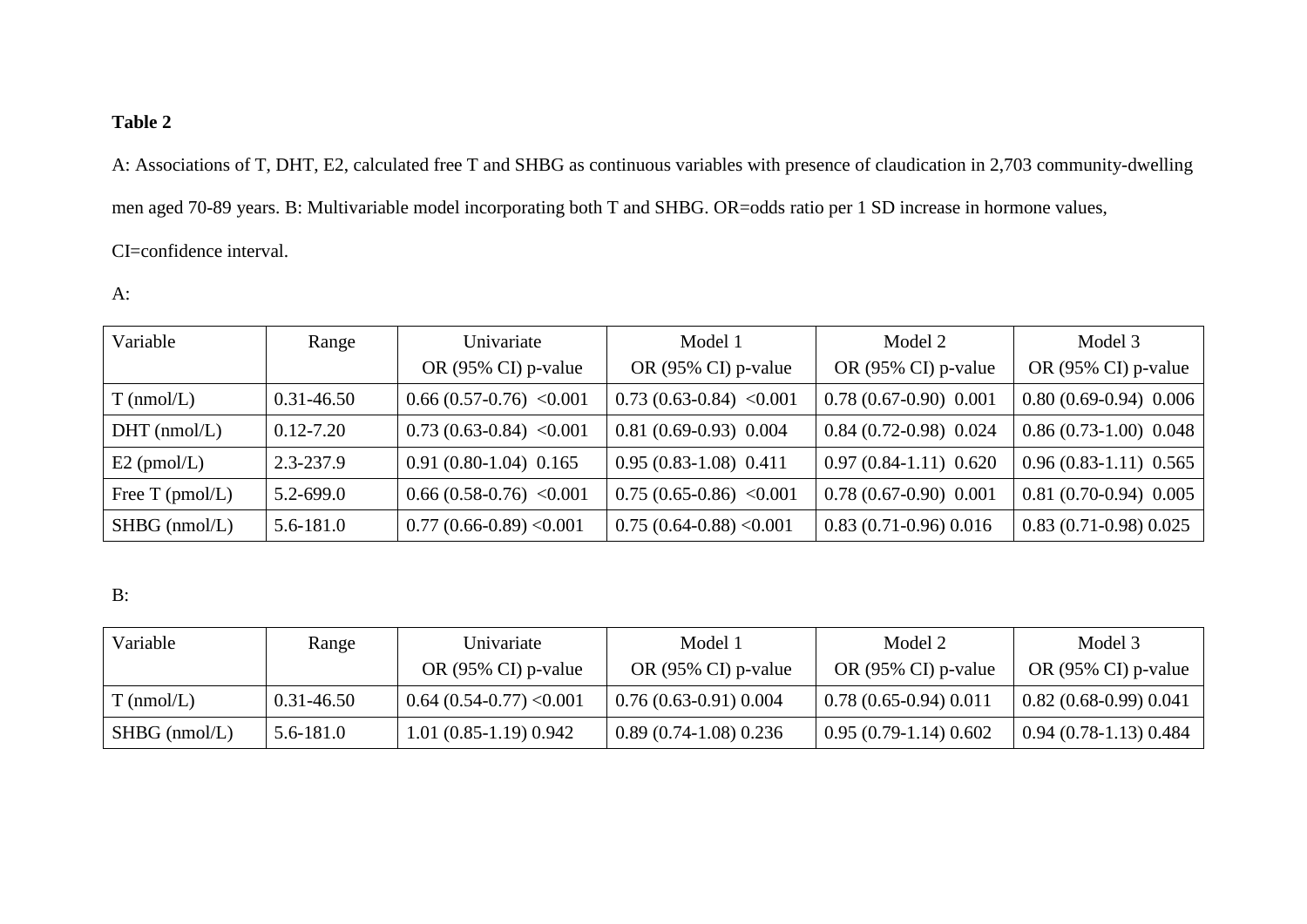**Table 2**

A: Associations of T, DHT, E2, calculated free T and SHBG as continuous variables with presence of claudication in 2,703 community-dwelling men aged 70-89 years. B: Multivariable model incorporating both T and SHBG. OR=odds ratio per 1 SD increase in hormone values, CI=confidence interval.

A:

| Variable | Range | Univariate OR (95% CI) p-value | Model 1 OR (95% CI) p-value | Model 2 OR (95% CI) p-value | Model 3 OR (95% CI) p-value |
|---|---|---|---|---|---|
| T (nmol/L) | 0.31-46.50 | 0.66 (0.57-0.76) <0.001 | 0.73 (0.63-0.84) <0.001 | 0.78 (0.67-0.90) 0.001 | 0.80 (0.69-0.94) 0.006 |
| DHT (nmol/L) | 0.12-7.20 | 0.73 (0.63-0.84) <0.001 | 0.81 (0.69-0.93) 0.004 | 0.84 (0.72-0.98) 0.024 | 0.86 (0.73-1.00) 0.048 |
| E2 (pmol/L) | 2.3-237.9 | 0.91 (0.80-1.04) 0.165 | 0.95 (0.83-1.08) 0.411 | 0.97 (0.84-1.11) 0.620 | 0.96 (0.83-1.11) 0.565 |
| Free T (pmol/L) | 5.2-699.0 | 0.66 (0.58-0.76) <0.001 | 0.75 (0.65-0.86) <0.001 | 0.78 (0.67-0.90) 0.001 | 0.81 (0.70-0.94) 0.005 |
| SHBG (nmol/L) | 5.6-181.0 | 0.77 (0.66-0.89) <0.001 | 0.75 (0.64-0.88) <0.001 | 0.83 (0.71-0.96) 0.016 | 0.83 (0.71-0.98) 0.025 |

B:

| Variable | Range | Univariate OR (95% CI) p-value | Model 1 OR (95% CI) p-value | Model 2 OR (95% CI) p-value | Model 3 OR (95% CI) p-value |
|---|---|---|---|---|---|
| T (nmol/L) | 0.31-46.50 | 0.64 (0.54-0.77) <0.001 | 0.76 (0.63-0.91) 0.004 | 0.78 (0.65-0.94) 0.011 | 0.82 (0.68-0.99) 0.041 |
| SHBG (nmol/L) | 5.6-181.0 | 1.01 (0.85-1.19) 0.942 | 0.89 (0.74-1.08) 0.236 | 0.95 (0.79-1.14) 0.602 | 0.94 (0.78-1.13) 0.484 |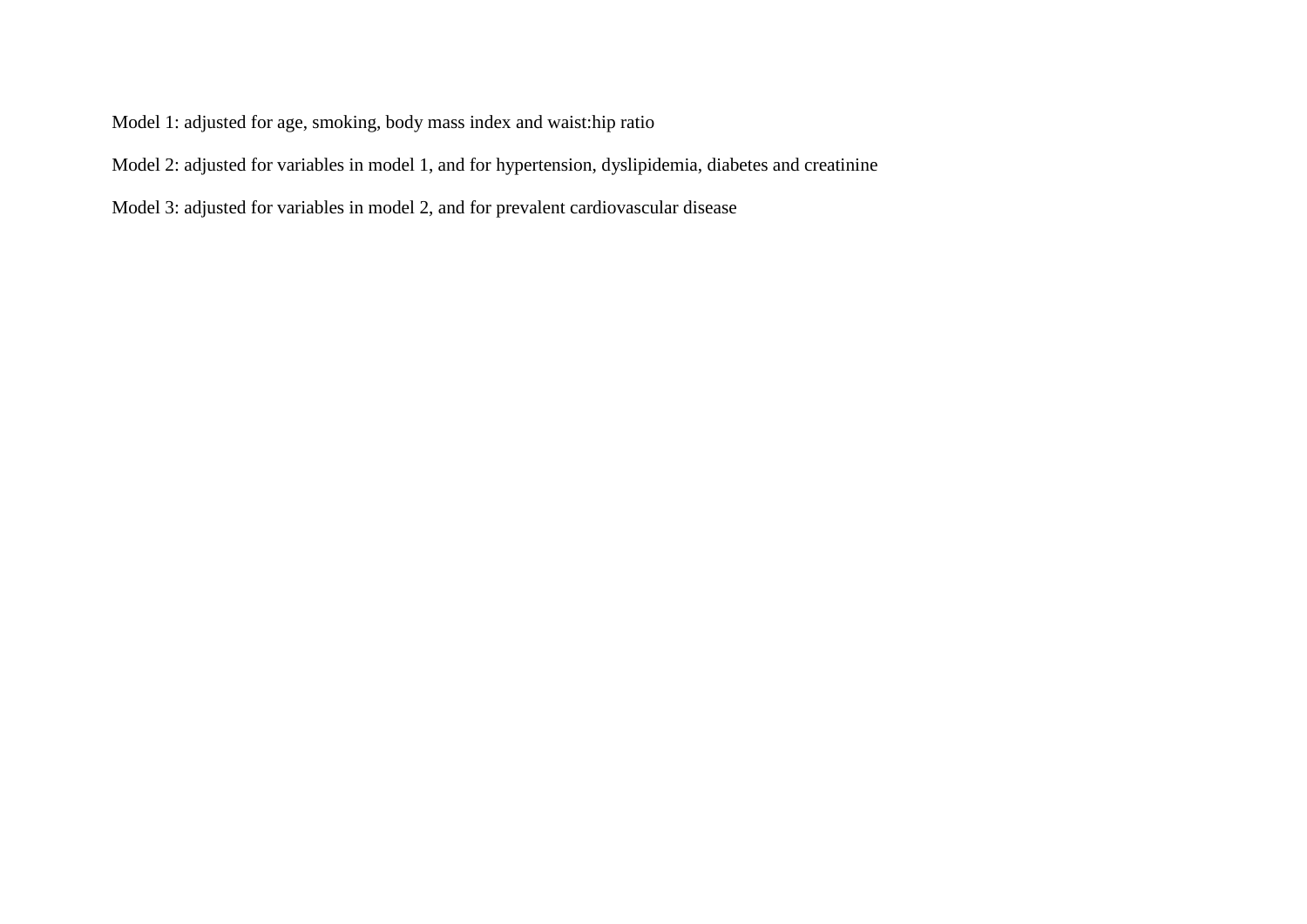Model 1: adjusted for age, smoking, body mass index and waist:hip ratio

Model 2: adjusted for variables in model 1, and for hypertension, dyslipidemia, diabetes and creatinine

Model 3: adjusted for variables in model 2, and for prevalent cardiovascular disease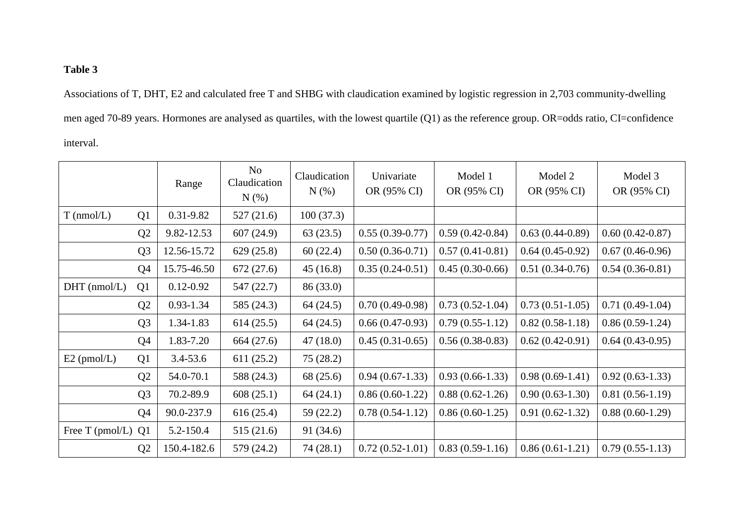**Table 3**

Associations of T, DHT, E2 and calculated free T and SHBG with claudication examined by logistic regression in 2,703 community-dwelling men aged 70-89 years. Hormones are analysed as quartiles, with the lowest quartile (Q1) as the reference group. OR=odds ratio, CI=confidence interval.

| | | Range | No Claudication N (%) | Claudication N (%) | Univariate OR (95% CI) | Model 1 OR (95% CI) | Model 2 OR (95% CI) | Model 3 OR (95% CI) |
|---|---|---|---|---|---|---|---|---|
| T (nmol/L) | Q1 | 0.31-9.82 | 527 (21.6) | 100 (37.3) | | | | |
| | Q2 | 9.82-12.53 | 607 (24.9) | 63 (23.5) | 0.55 (0.39-0.77) | 0.59 (0.42-0.84) | 0.63 (0.44-0.89) | 0.60 (0.42-0.87) |
| | Q3 | 12.56-15.72 | 629 (25.8) | 60 (22.4) | 0.50 (0.36-0.71) | 0.57 (0.41-0.81) | 0.64 (0.45-0.92) | 0.67 (0.46-0.96) |
| | Q4 | 15.75-46.50 | 672 (27.6) | 45 (16.8) | 0.35 (0.24-0.51) | 0.45 (0.30-0.66) | 0.51 (0.34-0.76) | 0.54 (0.36-0.81) |
| DHT (nmol/L) | Q1 | 0.12-0.92 | 547 (22.7) | 86 (33.0) | | | | |
| | Q2 | 0.93-1.34 | 585 (24.3) | 64 (24.5) | 0.70 (0.49-0.98) | 0.73 (0.52-1.04) | 0.73 (0.51-1.05) | 0.71 (0.49-1.04) |
| | Q3 | 1.34-1.83 | 614 (25.5) | 64 (24.5) | 0.66 (0.47-0.93) | 0.79 (0.55-1.12) | 0.82 (0.58-1.18) | 0.86 (0.59-1.24) |
| | Q4 | 1.83-7.20 | 664 (27.6) | 47 (18.0) | 0.45 (0.31-0.65) | 0.56 (0.38-0.83) | 0.62 (0.42-0.91) | 0.64 (0.43-0.95) |
| E2 (pmol/L) | Q1 | 3.4-53.6 | 611 (25.2) | 75 (28.2) | | | | |
| | Q2 | 54.0-70.1 | 588 (24.3) | 68 (25.6) | 0.94 (0.67-1.33) | 0.93 (0.66-1.33) | 0.98 (0.69-1.41) | 0.92 (0.63-1.33) |
| | Q3 | 70.2-89.9 | 608 (25.1) | 64 (24.1) | 0.86 (0.60-1.22) | 0.88 (0.62-1.26) | 0.90 (0.63-1.30) | 0.81 (0.56-1.19) |
| | Q4 | 90.0-237.9 | 616 (25.4) | 59 (22.2) | 0.78 (0.54-1.12) | 0.86 (0.60-1.25) | 0.91 (0.62-1.32) | 0.88 (0.60-1.29) |
| Free T (pmol/L) | Q1 | 5.2-150.4 | 515 (21.6) | 91 (34.6) | | | | |
| | Q2 | 150.4-182.6 | 579 (24.2) | 74 (28.1) | 0.72 (0.52-1.01) | 0.83 (0.59-1.16) | 0.86 (0.61-1.21) | 0.79 (0.55-1.13) |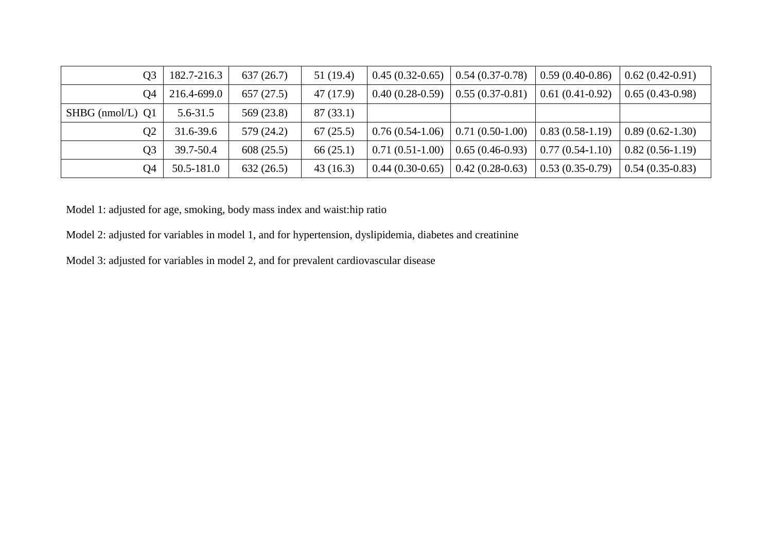| | | | | | | | |
|---|---|---|---|---|---|---|---|
| Q3 | 182.7-216.3 | 637 (26.7) | 51 (19.4) | 0.45 (0.32-0.65) | 0.54 (0.37-0.78) | 0.59 (0.40-0.86) | 0.62 (0.42-0.91) |
| Q4 | 216.4-699.0 | 657 (27.5) | 47 (17.9) | 0.40 (0.28-0.59) | 0.55 (0.37-0.81) | 0.61 (0.41-0.92) | 0.65 (0.43-0.98) |
| SHBG (nmol/L) Q1 | 5.6-31.5 | 569 (23.8) | 87 (33.1) | | | | |
| Q2 | 31.6-39.6 | 579 (24.2) | 67 (25.5) | 0.76 (0.54-1.06) | 0.71 (0.50-1.00) | 0.83 (0.58-1.19) | 0.89 (0.62-1.30) |
| Q3 | 39.7-50.4 | 608 (25.5) | 66 (25.1) | 0.71 (0.51-1.00) | 0.65 (0.46-0.93) | 0.77 (0.54-1.10) | 0.82 (0.56-1.19) |
| Q4 | 50.5-181.0 | 632 (26.5) | 43 (16.3) | 0.44 (0.30-0.65) | 0.42 (0.28-0.63) | 0.53 (0.35-0.79) | 0.54 (0.35-0.83) |

Model 1: adjusted for age, smoking, body mass index and waist:hip ratio

Model 2: adjusted for variables in model 1, and for hypertension, dyslipidemia, diabetes and creatinine

Model 3: adjusted for variables in model 2, and for prevalent cardiovascular disease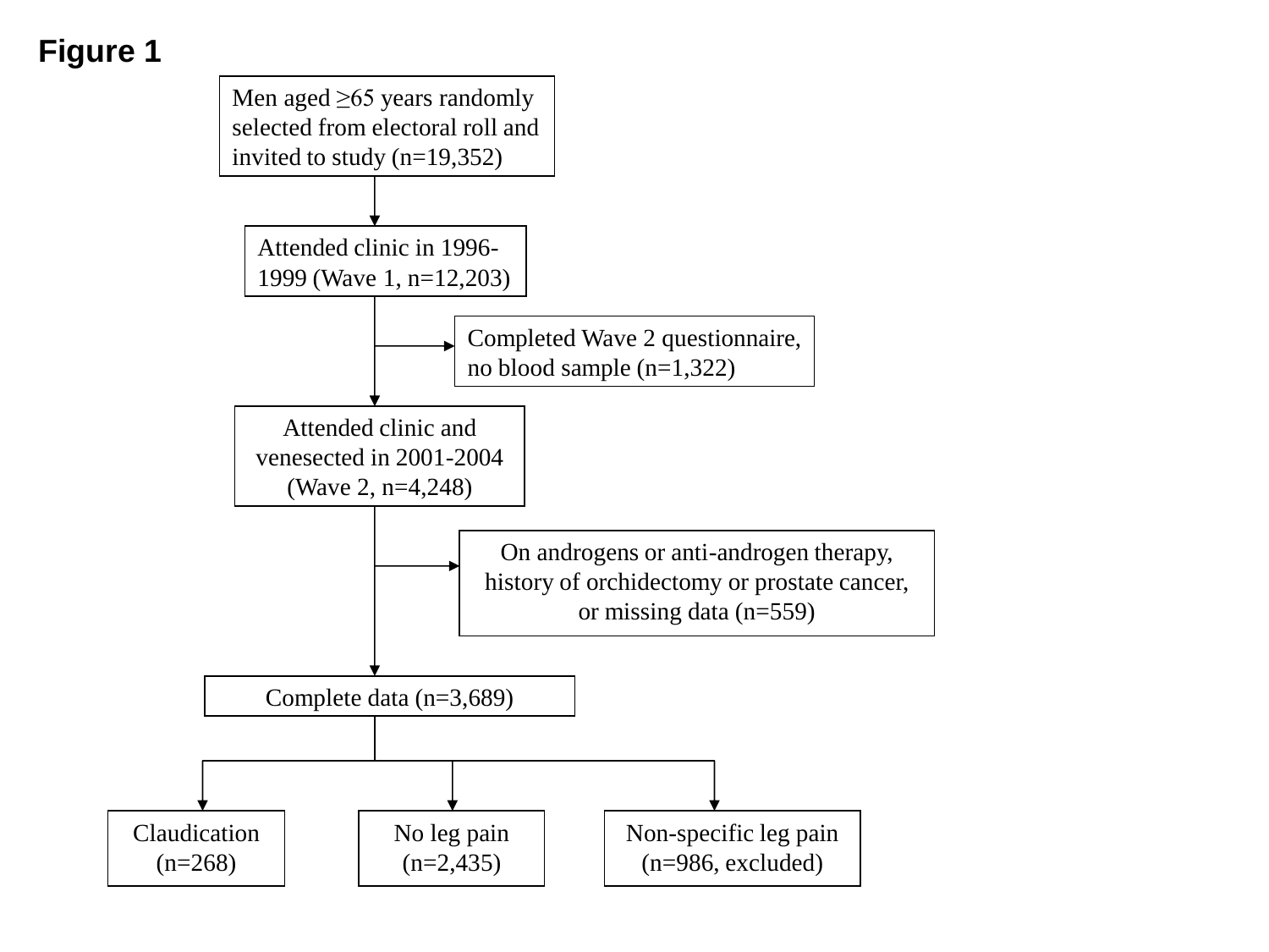# Figure 1

Men aged ≥65 years randomly selected from electoral roll and invited to study (n=19,352)

↓

Attended clinic in 1996-1999 (Wave 1, n=12,203)

→ Completed Wave 2 questionnaire, no blood sample (n=1,322)

↓

Attended clinic and venesected in 2001-2004 (Wave 2, n=4,248)

→ On androgens or anti-androgen therapy, history of orchidectomy or prostate cancer, or missing data (n=559)

↓

Complete data (n=3,689)

↓

- Claudication (n=268)
- No leg pain (n=2,435)
- Non-specific leg pain (n=986, excluded)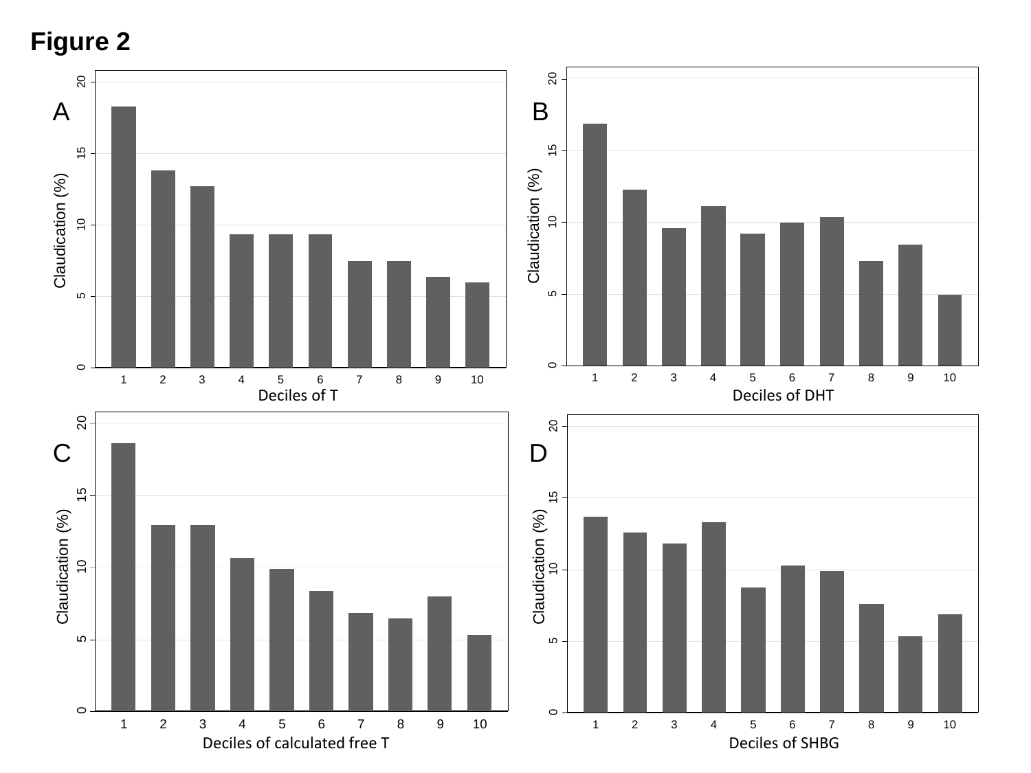**Figure 2**

A

Claudication (%)

0
5
10
15
20

1 2 3 4 5 6 7 8 9 10

Deciles of T

B

Claudication (%)

0
5
10
15
20

1 2 3 4 5 6 7 8 9 10

Deciles of DHT

C

Claudication (%)

0
5
10
15
20

1 2 3 4 5 6 7 8 9 10

Deciles of calculated free T

D

Claudication (%)

0
5
10
15
20

1 2 3 4 5 6 7 8 9 10

Deciles of SHBG